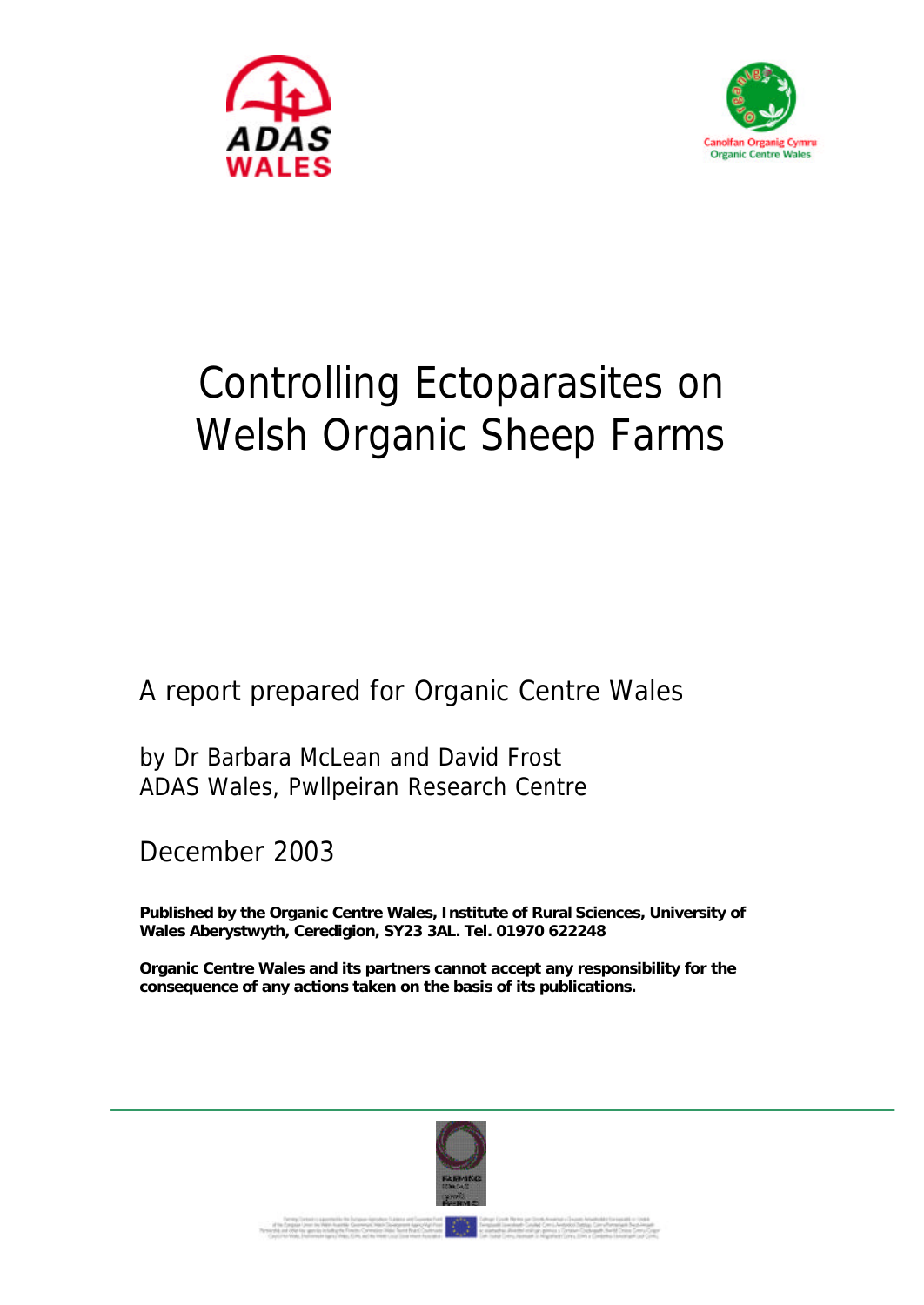ADAS WALES

Canolfan Organig Cymru
Organic Centre Wales

# Controlling Ectoparasites on Welsh Organic Sheep Farms

A report prepared for Organic Centre Wales

by Dr Barbara McLean and David Frost
ADAS Wales, Pwllpeiran Research Centre

December 2003

**Published by the Organic Centre Wales, Institute of Rural Sciences, University of Wales Aberystwyth, Ceredigion, SY23 3AL. Tel. 01970 622248**

**Organic Centre Wales and its partners cannot accept any responsibility for the consequence of any actions taken on the basis of its publications.**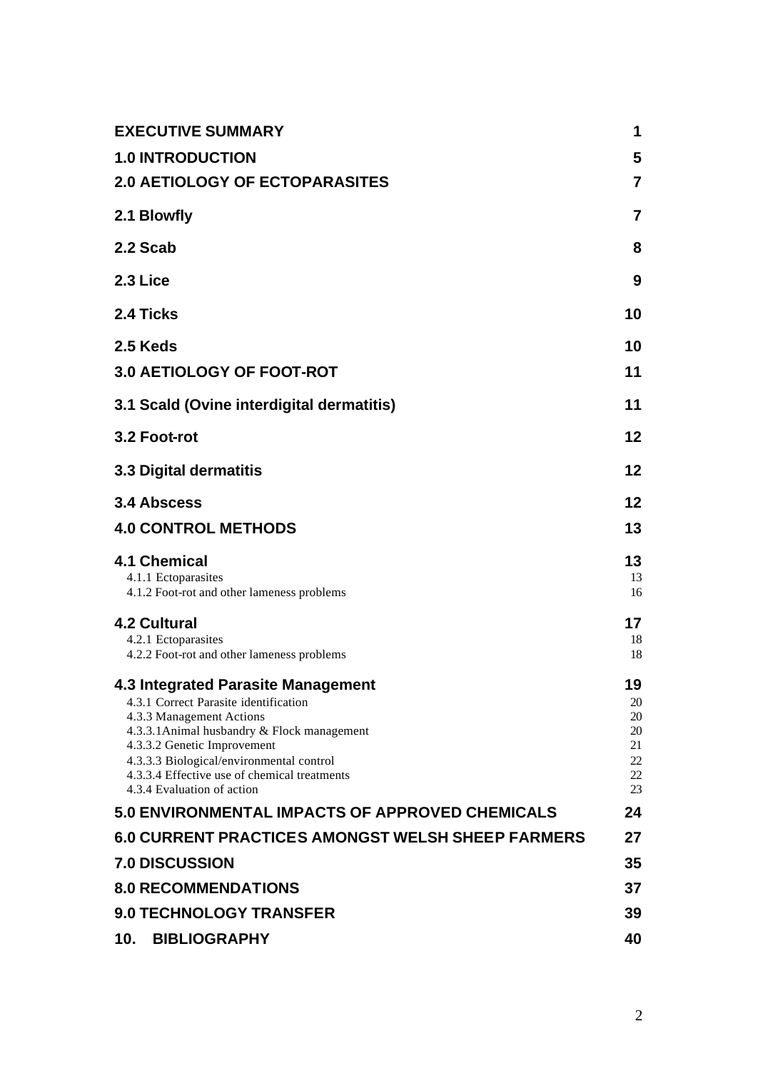| | |
|---|---|
| **EXECUTIVE SUMMARY** | **1** |
| **1.0 INTRODUCTION** | **5** |
| **2.0 AETIOLOGY OF ECTOPARASITES** | **7** |
| **2.1 Blowfly** | **7** |
| **2.2 Scab** | **8** |
| **2.3 Lice** | **9** |
| **2.4 Ticks** | **10** |
| **2.5 Keds** | **10** |
| **3.0 AETIOLOGY OF FOOT-ROT** | **11** |
| **3.1 Scald (Ovine interdigital dermatitis)** | **11** |
| **3.2 Foot-rot** | **12** |
| **3.3 Digital dermatitis** | **12** |
| **3.4 Abscess** | **12** |
| **4.0 CONTROL METHODS** | **13** |
| **4.1 Chemical** | **13** |
| 4.1.1 Ectoparasites | 13 |
| 4.1.2 Foot-rot and other lameness problems | 16 |
| **4.2 Cultural** | **17** |
| 4.2.1 Ectoparasites | 18 |
| 4.2.2 Foot-rot and other lameness problems | 18 |
| **4.3 Integrated Parasite Management** | **19** |
| 4.3.1 Correct Parasite identification | 20 |
| 4.3.3 Management Actions | 20 |
| 4.3.3.1Animal husbandry & Flock management | 20 |
| 4.3.3.2 Genetic Improvement | 21 |
| 4.3.3.3 Biological/environmental control | 22 |
| 4.3.3.4 Effective use of chemical treatments | 22 |
| 4.3.4 Evaluation of action | 23 |
| **5.0 ENVIRONMENTAL IMPACTS OF APPROVED CHEMICALS** | **24** |
| **6.0 CURRENT PRACTICES AMONGST WELSH SHEEP FARMERS** | **27** |
| **7.0 DISCUSSION** | **35** |
| **8.0 RECOMMENDATIONS** | **37** |
| **9.0 TECHNOLOGY TRANSFER** | **39** |
| **10. BIBLIOGRAPHY** | **40** |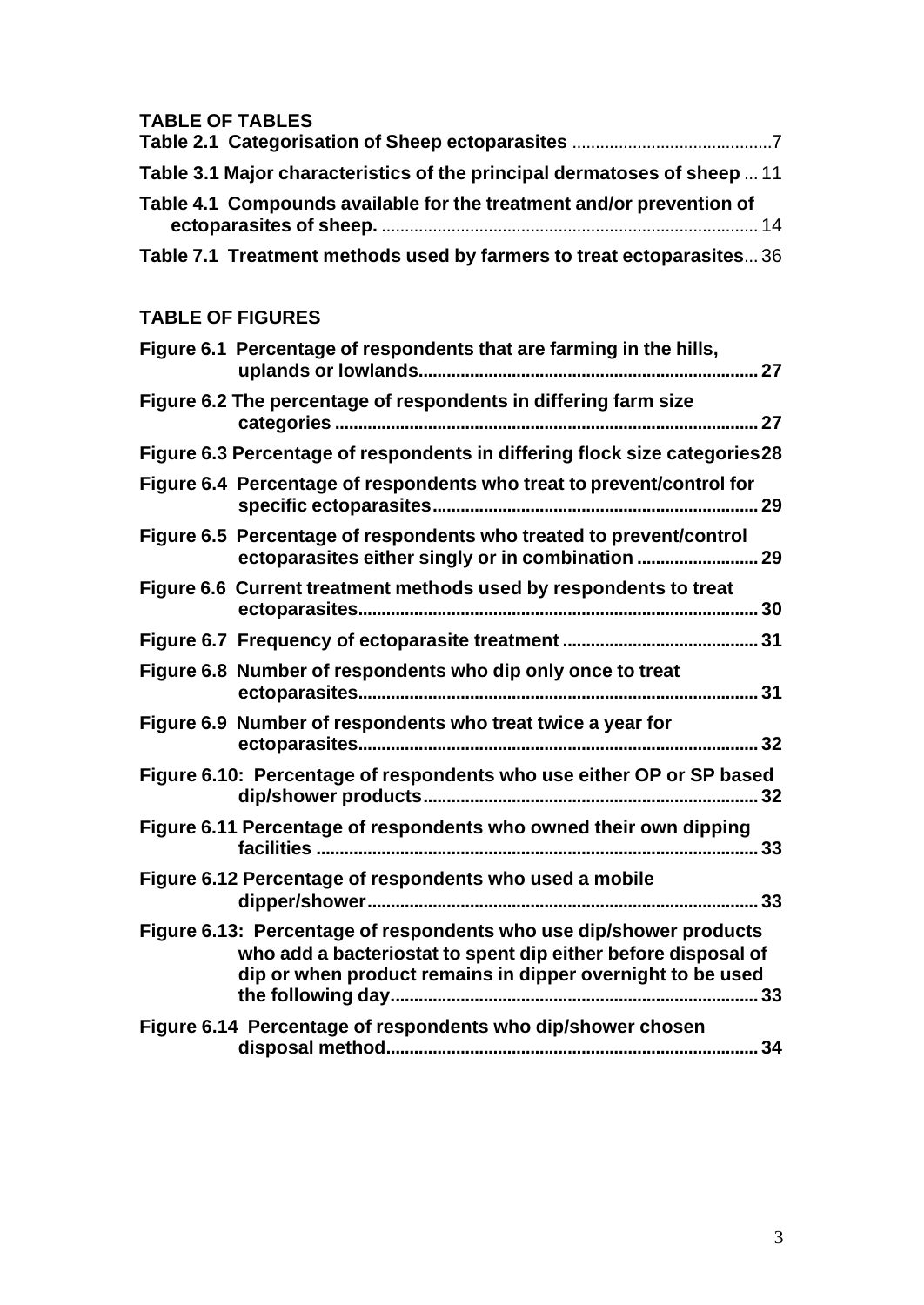## TABLE OF TABLES

**Table 2.1 Categorisation of Sheep ectoparasites** ..........................................7

**Table 3.1 Major characteristics of the principal dermatoses of sheep** ... 11

**Table 4.1 Compounds available for the treatment and/or prevention of ectoparasites of sheep.** ................................................................................ 14

**Table 7.1 Treatment methods used by farmers to treat ectoparasites**... 36

## TABLE OF FIGURES

**Figure 6.1 Percentage of respondents that are farming in the hills, uplands or lowlands....................................................................... 27**

**Figure 6.2 The percentage of respondents in differing farm size categories ......................................................................................... 27**

**Figure 6.3 Percentage of respondents in differing flock size categories 28**

**Figure 6.4 Percentage of respondents who treat to prevent/control for specific ectoparasites..................................................................... 29**

**Figure 6.5 Percentage of respondents who treated to prevent/control ectoparasites either singly or in combination ......................... 29**

**Figure 6.6 Current treatment methods used by respondents to treat ectoparasites.................................................................................... 30**

**Figure 6.7 Frequency of ectoparasite treatment .......................................... 31**

**Figure 6.8 Number of respondents who dip only once to treat ectoparasites.................................................................................... 31**

**Figure 6.9 Number of respondents who treat twice a year for ectoparasites.................................................................................... 32**

**Figure 6.10: Percentage of respondents who use either OP or SP based dip/shower products....................................................................... 32**

**Figure 6.11 Percentage of respondents who owned their own dipping facilities .............................................................................................. 33**

**Figure 6.12 Percentage of respondents who used a mobile dipper/shower.................................................................................. 33**

**Figure 6.13: Percentage of respondents who use dip/shower products who add a bacteriostat to spent dip either before disposal of dip or when product remains in dipper overnight to be used the following day.............................................................................. 33**

**Figure 6.14 Percentage of respondents who dip/shower chosen disposal method............................................................................... 34**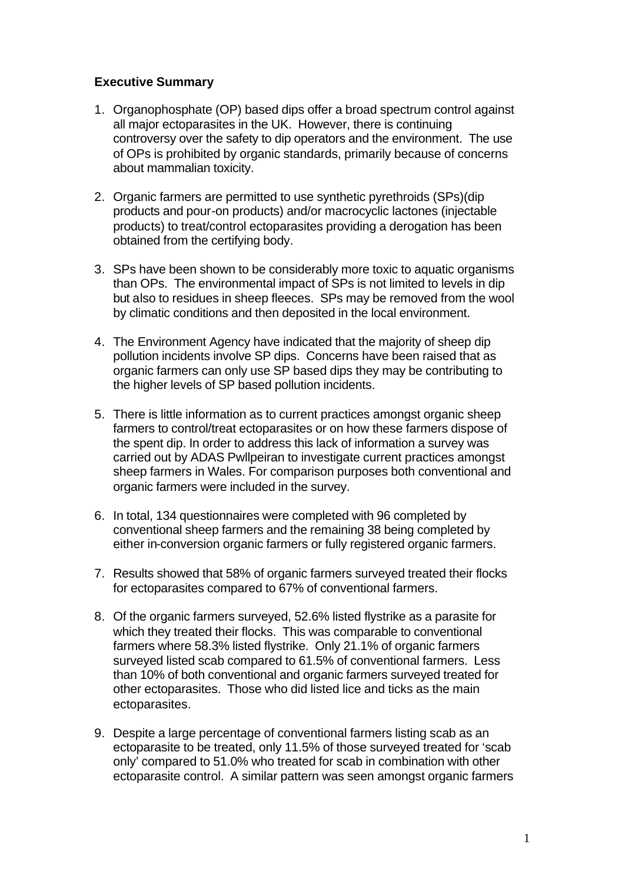**Executive Summary**

1. Organophosphate (OP) based dips offer a broad spectrum control against all major ectoparasites in the UK. However, there is continuing controversy over the safety to dip operators and the environment. The use of OPs is prohibited by organic standards, primarily because of concerns about mammalian toxicity.

2. Organic farmers are permitted to use synthetic pyrethroids (SPs)(dip products and pour-on products) and/or macrocyclic lactones (injectable products) to treat/control ectoparasites providing a derogation has been obtained from the certifying body.

3. SPs have been shown to be considerably more toxic to aquatic organisms than OPs. The environmental impact of SPs is not limited to levels in dip but also to residues in sheep fleeces. SPs may be removed from the wool by climatic conditions and then deposited in the local environment.

4. The Environment Agency have indicated that the majority of sheep dip pollution incidents involve SP dips. Concerns have been raised that as organic farmers can only use SP based dips they may be contributing to the higher levels of SP based pollution incidents.

5. There is little information as to current practices amongst organic sheep farmers to control/treat ectoparasites or on how these farmers dispose of the spent dip. In order to address this lack of information a survey was carried out by ADAS Pwllpeiran to investigate current practices amongst sheep farmers in Wales. For comparison purposes both conventional and organic farmers were included in the survey.

6. In total, 134 questionnaires were completed with 96 completed by conventional sheep farmers and the remaining 38 being completed by either in-conversion organic farmers or fully registered organic farmers.

7. Results showed that 58% of organic farmers surveyed treated their flocks for ectoparasites compared to 67% of conventional farmers.

8. Of the organic farmers surveyed, 52.6% listed flystrike as a parasite for which they treated their flocks. This was comparable to conventional farmers where 58.3% listed flystrike. Only 21.1% of organic farmers surveyed listed scab compared to 61.5% of conventional farmers. Less than 10% of both conventional and organic farmers surveyed treated for other ectoparasites. Those who did listed lice and ticks as the main ectoparasites.

9. Despite a large percentage of conventional farmers listing scab as an ectoparasite to be treated, only 11.5% of those surveyed treated for 'scab only' compared to 51.0% who treated for scab in combination with other ectoparasite control. A similar pattern was seen amongst organic farmers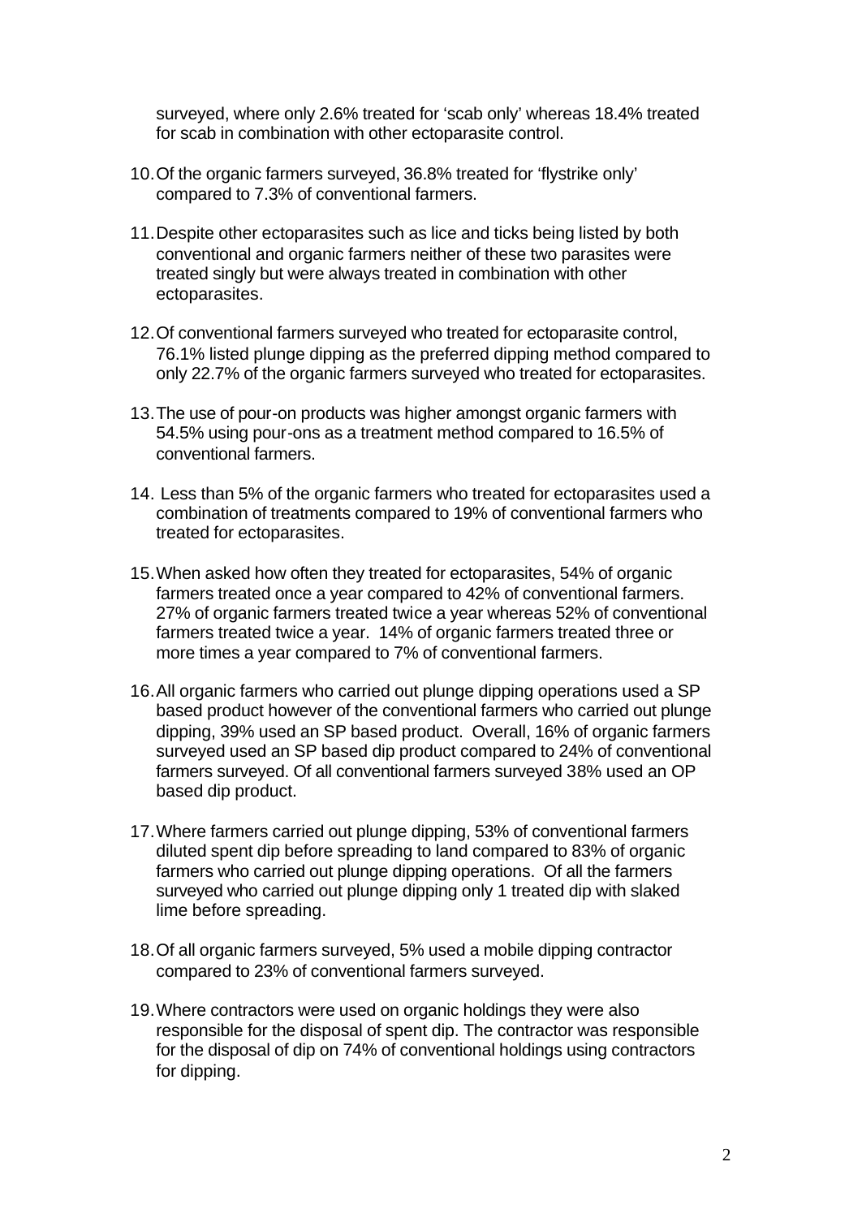surveyed, where only 2.6% treated for 'scab only' whereas 18.4% treated for scab in combination with other ectoparasite control.

10. Of the organic farmers surveyed, 36.8% treated for 'flystrike only' compared to 7.3% of conventional farmers.

11. Despite other ectoparasites such as lice and ticks being listed by both conventional and organic farmers neither of these two parasites were treated singly but were always treated in combination with other ectoparasites.

12. Of conventional farmers surveyed who treated for ectoparasite control, 76.1% listed plunge dipping as the preferred dipping method compared to only 22.7% of the organic farmers surveyed who treated for ectoparasites.

13. The use of pour-on products was higher amongst organic farmers with 54.5% using pour-ons as a treatment method compared to 16.5% of conventional farmers.

14. Less than 5% of the organic farmers who treated for ectoparasites used a combination of treatments compared to 19% of conventional farmers who treated for ectoparasites.

15. When asked how often they treated for ectoparasites, 54% of organic farmers treated once a year compared to 42% of conventional farmers. 27% of organic farmers treated twice a year whereas 52% of conventional farmers treated twice a year. 14% of organic farmers treated three or more times a year compared to 7% of conventional farmers.

16. All organic farmers who carried out plunge dipping operations used a SP based product however of the conventional farmers who carried out plunge dipping, 39% used an SP based product. Overall, 16% of organic farmers surveyed used an SP based dip product compared to 24% of conventional farmers surveyed. Of all conventional farmers surveyed 38% used an OP based dip product.

17. Where farmers carried out plunge dipping, 53% of conventional farmers diluted spent dip before spreading to land compared to 83% of organic farmers who carried out plunge dipping operations. Of all the farmers surveyed who carried out plunge dipping only 1 treated dip with slaked lime before spreading.

18. Of all organic farmers surveyed, 5% used a mobile dipping contractor compared to 23% of conventional farmers surveyed.

19. Where contractors were used on organic holdings they were also responsible for the disposal of spent dip. The contractor was responsible for the disposal of dip on 74% of conventional holdings using contractors for dipping.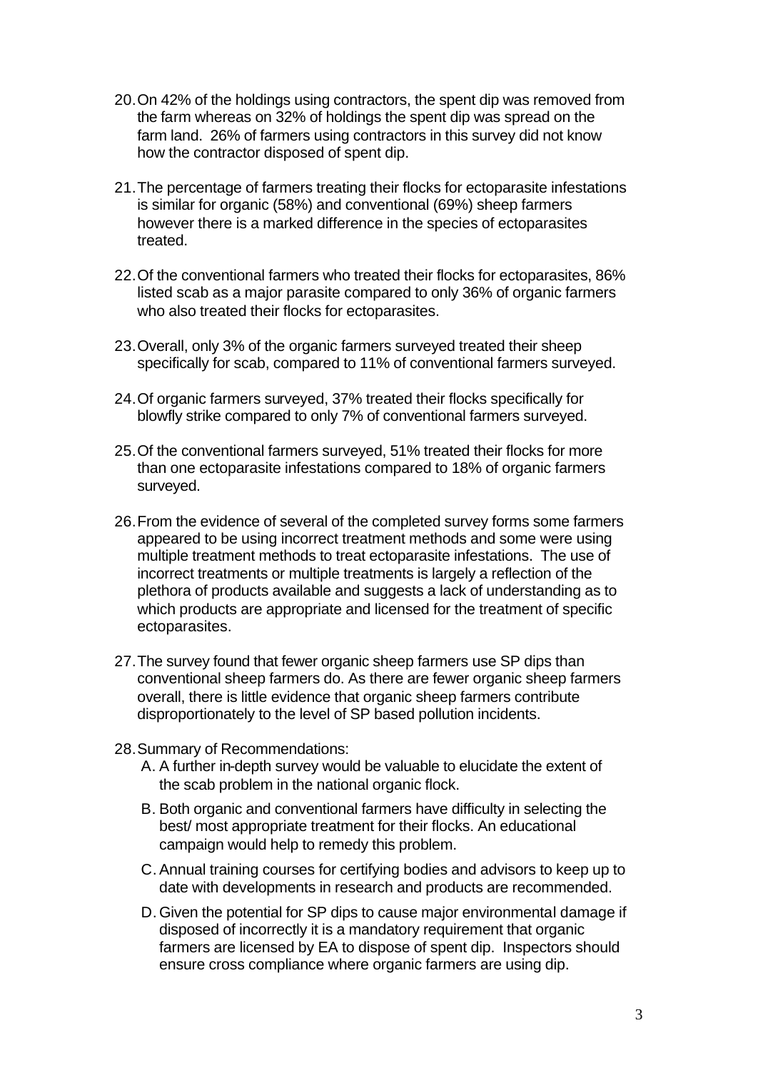20. On 42% of the holdings using contractors, the spent dip was removed from the farm whereas on 32% of holdings the spent dip was spread on the farm land. 26% of farmers using contractors in this survey did not know how the contractor disposed of spent dip.

21. The percentage of farmers treating their flocks for ectoparasite infestations is similar for organic (58%) and conventional (69%) sheep farmers however there is a marked difference in the species of ectoparasites treated.

22. Of the conventional farmers who treated their flocks for ectoparasites, 86% listed scab as a major parasite compared to only 36% of organic farmers who also treated their flocks for ectoparasites.

23. Overall, only 3% of the organic farmers surveyed treated their sheep specifically for scab, compared to 11% of conventional farmers surveyed.

24. Of organic farmers surveyed, 37% treated their flocks specifically for blowfly strike compared to only 7% of conventional farmers surveyed.

25. Of the conventional farmers surveyed, 51% treated their flocks for more than one ectoparasite infestations compared to 18% of organic farmers surveyed.

26. From the evidence of several of the completed survey forms some farmers appeared to be using incorrect treatment methods and some were using multiple treatment methods to treat ectoparasite infestations. The use of incorrect treatments or multiple treatments is largely a reflection of the plethora of products available and suggests a lack of understanding as to which products are appropriate and licensed for the treatment of specific ectoparasites.

27. The survey found that fewer organic sheep farmers use SP dips than conventional sheep farmers do. As there are fewer organic sheep farmers overall, there is little evidence that organic sheep farmers contribute disproportionately to the level of SP based pollution incidents.

28. Summary of Recommendations:
    A. A further in-depth survey would be valuable to elucidate the extent of the scab problem in the national organic flock.
    B. Both organic and conventional farmers have difficulty in selecting the best/ most appropriate treatment for their flocks. An educational campaign would help to remedy this problem.
    C. Annual training courses for certifying bodies and advisors to keep up to date with developments in research and products are recommended.
    D. Given the potential for SP dips to cause major environmental damage if disposed of incorrectly it is a mandatory requirement that organic farmers are licensed by EA to dispose of spent dip. Inspectors should ensure cross compliance where organic farmers are using dip.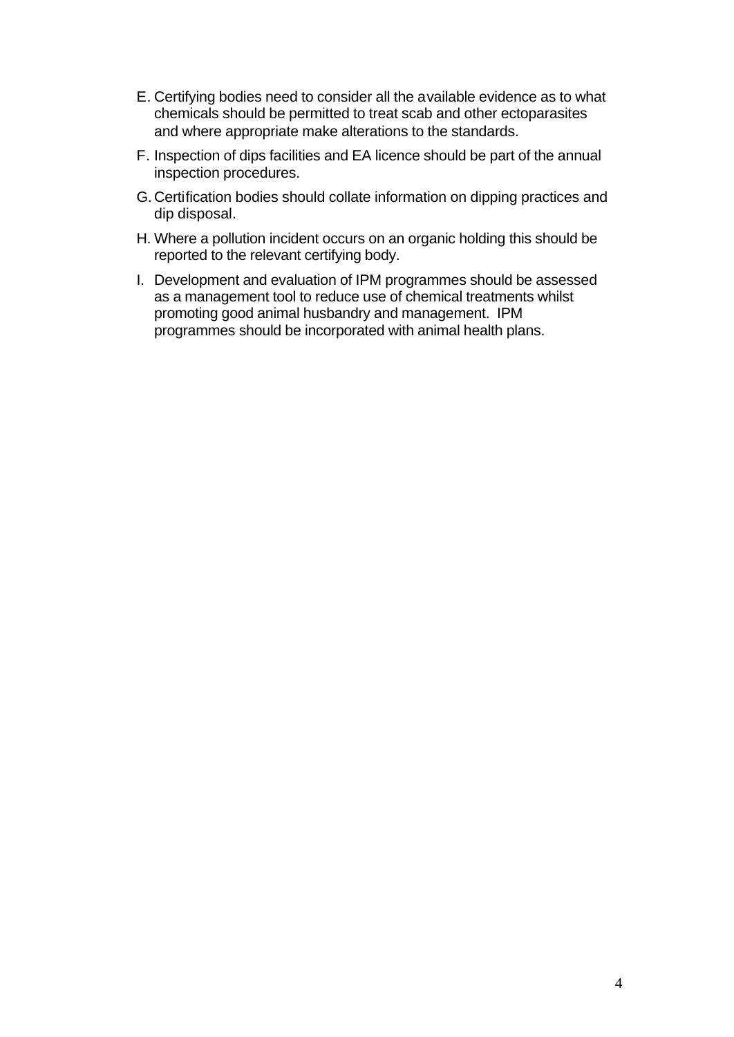E. Certifying bodies need to consider all the available evidence as to what chemicals should be permitted to treat scab and other ectoparasites and where appropriate make alterations to the standards.

F. Inspection of dips facilities and EA licence should be part of the annual inspection procedures.

G. Certification bodies should collate information on dipping practices and dip disposal.

H. Where a pollution incident occurs on an organic holding this should be reported to the relevant certifying body.

I. Development and evaluation of IPM programmes should be assessed as a management tool to reduce use of chemical treatments whilst promoting good animal husbandry and management. IPM programmes should be incorporated with animal health plans.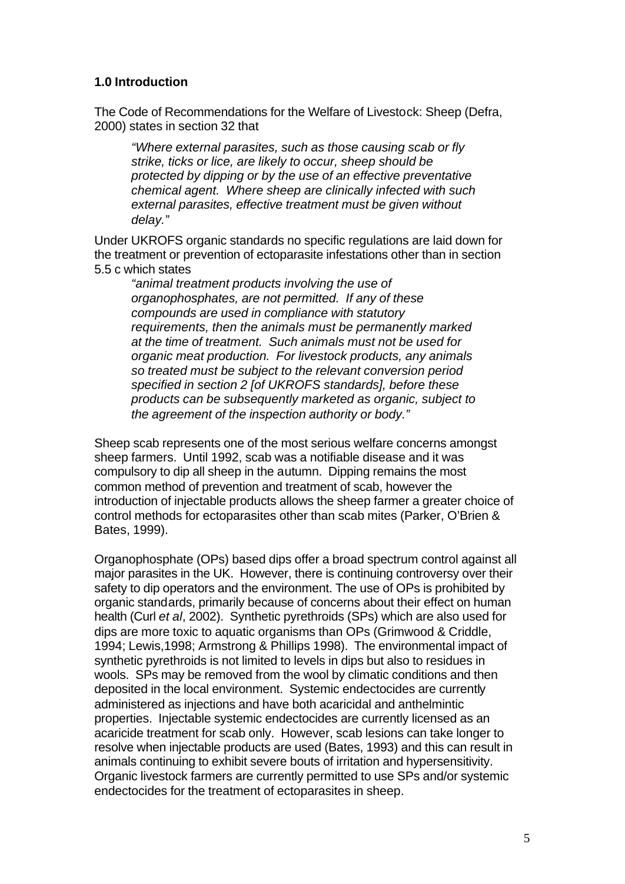### 1.0 Introduction

The Code of Recommendations for the Welfare of Livestock: Sheep (Defra, 2000) states in section 32 that

> *"Where external parasites, such as those causing scab or fly strike, ticks or lice, are likely to occur, sheep should be protected by dipping or by the use of an effective preventative chemical agent. Where sheep are clinically infected with such external parasites, effective treatment must be given without delay."*

Under UKROFS organic standards no specific regulations are laid down for the treatment or prevention of ectoparasite infestations other than in section 5.5 c which states

> *"animal treatment products involving the use of organophosphates, are not permitted. If any of these compounds are used in compliance with statutory requirements, then the animals must be permanently marked at the time of treatment. Such animals must not be used for organic meat production. For livestock products, any animals so treated must be subject to the relevant conversion period specified in section 2 [of UKROFS standards], before these products can be subsequently marketed as organic, subject to the agreement of the inspection authority or body."*

Sheep scab represents one of the most serious welfare concerns amongst sheep farmers. Until 1992, scab was a notifiable disease and it was compulsory to dip all sheep in the autumn. Dipping remains the most common method of prevention and treatment of scab, however the introduction of injectable products allows the sheep farmer a greater choice of control methods for ectoparasites other than scab mites (Parker, O'Brien & Bates, 1999).

Organophosphate (OPs) based dips offer a broad spectrum control against all major parasites in the UK. However, there is continuing controversy over their safety to dip operators and the environment. The use of OPs is prohibited by organic standards, primarily because of concerns about their effect on human health (Curl *et al*, 2002). Synthetic pyrethroids (SPs) which are also used for dips are more toxic to aquatic organisms than OPs (Grimwood & Criddle, 1994; Lewis,1998; Armstrong & Phillips 1998). The environmental impact of synthetic pyrethroids is not limited to levels in dips but also to residues in wools. SPs may be removed from the wool by climatic conditions and then deposited in the local environment. Systemic endectocides are currently administered as injections and have both acaricidal and anthelmintic properties. Injectable systemic endectocides are currently licensed as an acaricide treatment for scab only. However, scab lesions can take longer to resolve when injectable products are used (Bates, 1993) and this can result in animals continuing to exhibit severe bouts of irritation and hypersensitivity. Organic livestock farmers are currently permitted to use SPs and/or systemic endectocides for the treatment of ectoparasites in sheep.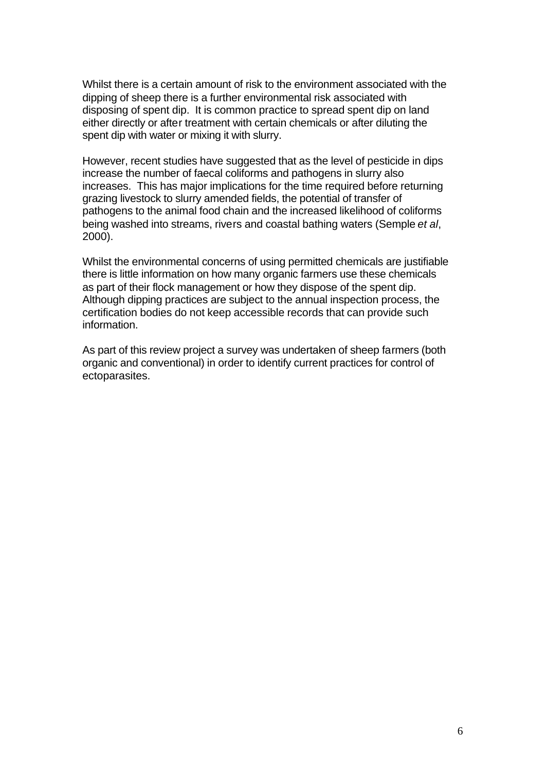Whilst there is a certain amount of risk to the environment associated with the dipping of sheep there is a further environmental risk associated with disposing of spent dip. It is common practice to spread spent dip on land either directly or after treatment with certain chemicals or after diluting the spent dip with water or mixing it with slurry.

However, recent studies have suggested that as the level of pesticide in dips increase the number of faecal coliforms and pathogens in slurry also increases. This has major implications for the time required before returning grazing livestock to slurry amended fields, the potential of transfer of pathogens to the animal food chain and the increased likelihood of coliforms being washed into streams, rivers and coastal bathing waters (Semple *et al*, 2000).

Whilst the environmental concerns of using permitted chemicals are justifiable there is little information on how many organic farmers use these chemicals as part of their flock management or how they dispose of the spent dip. Although dipping practices are subject to the annual inspection process, the certification bodies do not keep accessible records that can provide such information.

As part of this review project a survey was undertaken of sheep farmers (both organic and conventional) in order to identify current practices for control of ectoparasites.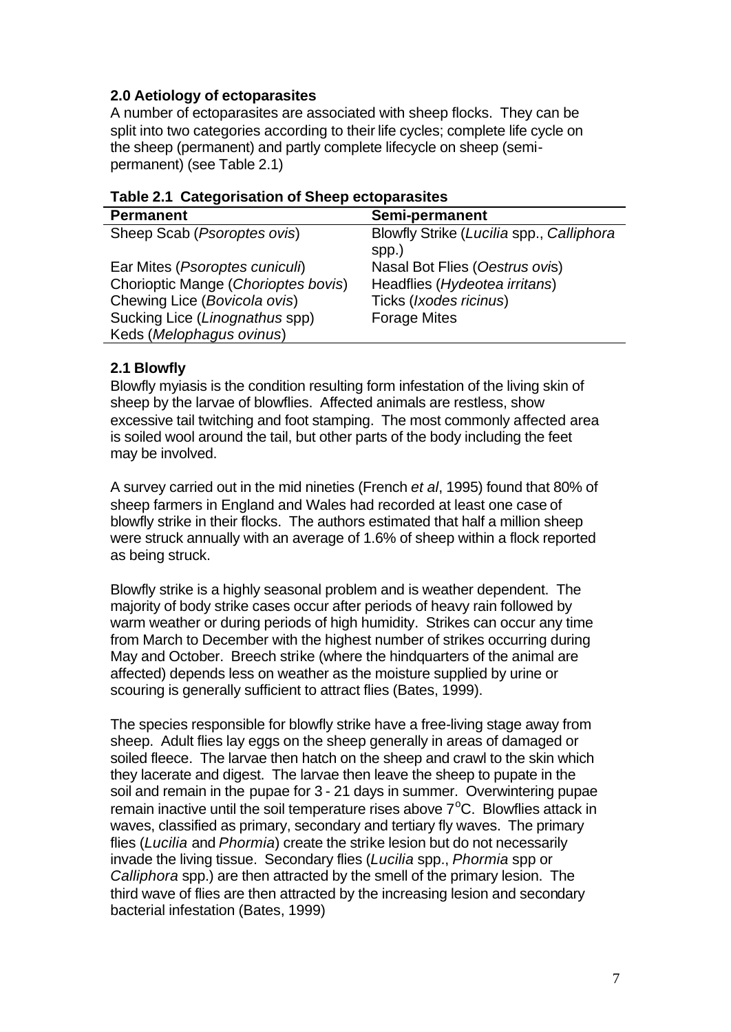## 2.0 Aetiology of ectoparasites

A number of ectoparasites are associated with sheep flocks. They can be split into two categories according to their life cycles; complete life cycle on the sheep (permanent) and partly complete lifecycle on sheep (semi-permanent) (see Table 2.1)

**Table 2.1 Categorisation of Sheep ectoparasites**

| Permanent | Semi-permanent |
|---|---|
| Sheep Scab (*Psoroptes ovis*) | Blowfly Strike (*Lucilia* spp., *Calliphora* spp.) |
| Ear Mites (*Psoroptes cuniculi*) | Nasal Bot Flies (*Oestrus ovis*) |
| Chorioptic Mange (*Chorioptes bovis*) | Headflies (*Hydeotea irritans*) |
| Chewing Lice (*Bovicola ovis*) | Ticks (*Ixodes ricinus*) |
| Sucking Lice (*Linognathus* spp) | Forage Mites |
| Keds (*Melophagus ovinus*) | |

### 2.1 Blowfly

Blowfly myiasis is the condition resulting form infestation of the living skin of sheep by the larvae of blowflies. Affected animals are restless, show excessive tail twitching and foot stamping. The most commonly affected area is soiled wool around the tail, but other parts of the body including the feet may be involved.

A survey carried out in the mid nineties (French *et al*, 1995) found that 80% of sheep farmers in England and Wales had recorded at least one case of blowfly strike in their flocks. The authors estimated that half a million sheep were struck annually with an average of 1.6% of sheep within a flock reported as being struck.

Blowfly strike is a highly seasonal problem and is weather dependent. The majority of body strike cases occur after periods of heavy rain followed by warm weather or during periods of high humidity. Strikes can occur any time from March to December with the highest number of strikes occurring during May and October. Breech strike (where the hindquarters of the animal are affected) depends less on weather as the moisture supplied by urine or scouring is generally sufficient to attract flies (Bates, 1999).

The species responsible for blowfly strike have a free-living stage away from sheep. Adult flies lay eggs on the sheep generally in areas of damaged or soiled fleece. The larvae then hatch on the sheep and crawl to the skin which they lacerate and digest. The larvae then leave the sheep to pupate in the soil and remain in the pupae for 3 - 21 days in summer. Overwintering pupae remain inactive until the soil temperature rises above $7^{o}$C. Blowflies attack in waves, classified as primary, secondary and tertiary fly waves. The primary flies (*Lucilia* and *Phormia*) create the strike lesion but do not necessarily invade the living tissue. Secondary flies (*Lucilia* spp., *Phormia* spp or *Calliphora* spp.) are then attracted by the smell of the primary lesion. The third wave of flies are then attracted by the increasing lesion and secondary bacterial infestation (Bates, 1999)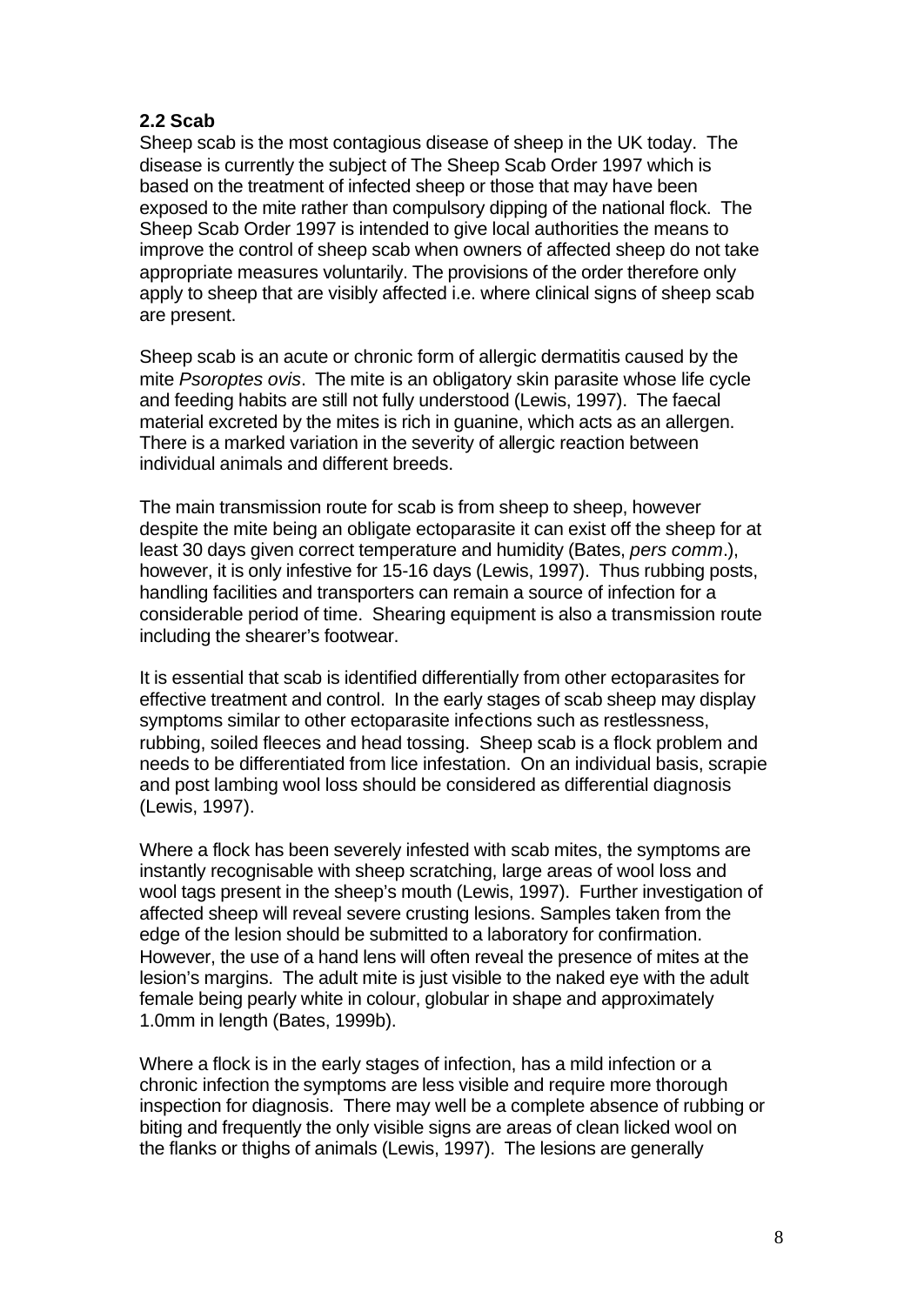### 2.2 Scab

Sheep scab is the most contagious disease of sheep in the UK today. The disease is currently the subject of The Sheep Scab Order 1997 which is based on the treatment of infected sheep or those that may have been exposed to the mite rather than compulsory dipping of the national flock. The Sheep Scab Order 1997 is intended to give local authorities the means to improve the control of sheep scab when owners of affected sheep do not take appropriate measures voluntarily. The provisions of the order therefore only apply to sheep that are visibly affected i.e. where clinical signs of sheep scab are present.

Sheep scab is an acute or chronic form of allergic dermatitis caused by the mite *Psoroptes ovis*. The mite is an obligatory skin parasite whose life cycle and feeding habits are still not fully understood (Lewis, 1997). The faecal material excreted by the mites is rich in guanine, which acts as an allergen. There is a marked variation in the severity of allergic reaction between individual animals and different breeds.

The main transmission route for scab is from sheep to sheep, however despite the mite being an obligate ectoparasite it can exist off the sheep for at least 30 days given correct temperature and humidity (Bates, *pers comm*.), however, it is only infestive for 15-16 days (Lewis, 1997). Thus rubbing posts, handling facilities and transporters can remain a source of infection for a considerable period of time. Shearing equipment is also a transmission route including the shearer's footwear.

It is essential that scab is identified differentially from other ectoparasites for effective treatment and control. In the early stages of scab sheep may display symptoms similar to other ectoparasite infections such as restlessness, rubbing, soiled fleeces and head tossing. Sheep scab is a flock problem and needs to be differentiated from lice infestation. On an individual basis, scrapie and post lambing wool loss should be considered as differential diagnosis (Lewis, 1997).

Where a flock has been severely infested with scab mites, the symptoms are instantly recognisable with sheep scratching, large areas of wool loss and wool tags present in the sheep's mouth (Lewis, 1997). Further investigation of affected sheep will reveal severe crusting lesions. Samples taken from the edge of the lesion should be submitted to a laboratory for confirmation. However, the use of a hand lens will often reveal the presence of mites at the lesion's margins. The adult mite is just visible to the naked eye with the adult female being pearly white in colour, globular in shape and approximately 1.0mm in length (Bates, 1999b).

Where a flock is in the early stages of infection, has a mild infection or a chronic infection the symptoms are less visible and require more thorough inspection for diagnosis. There may well be a complete absence of rubbing or biting and frequently the only visible signs are areas of clean licked wool on the flanks or thighs of animals (Lewis, 1997). The lesions are generally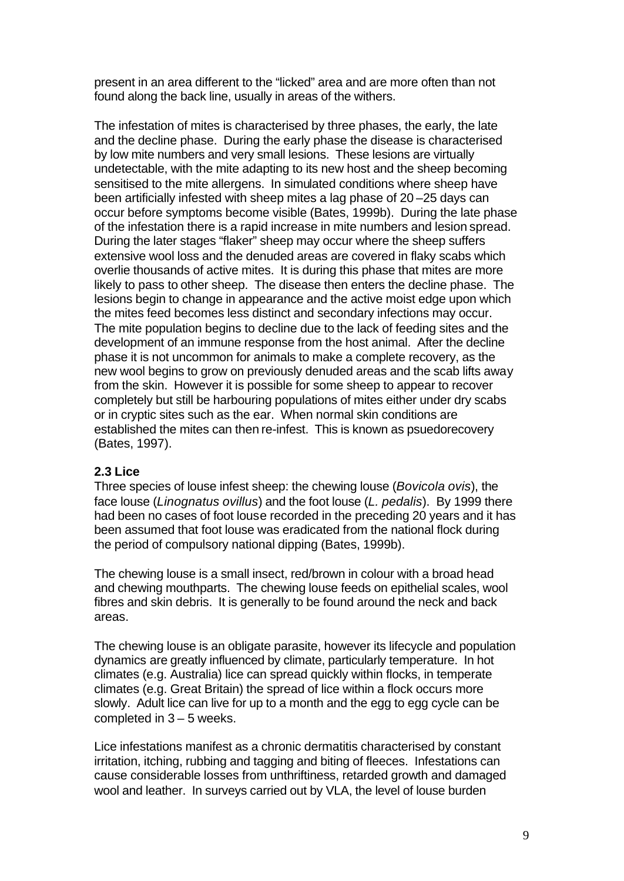present in an area different to the "licked" area and are more often than not found along the back line, usually in areas of the withers.

The infestation of mites is characterised by three phases, the early, the late and the decline phase. During the early phase the disease is characterised by low mite numbers and very small lesions. These lesions are virtually undetectable, with the mite adapting to its new host and the sheep becoming sensitised to the mite allergens. In simulated conditions where sheep have been artificially infested with sheep mites a lag phase of 20 –25 days can occur before symptoms become visible (Bates, 1999b). During the late phase of the infestation there is a rapid increase in mite numbers and lesion spread. During the later stages "flaker" sheep may occur where the sheep suffers extensive wool loss and the denuded areas are covered in flaky scabs which overlie thousands of active mites. It is during this phase that mites are more likely to pass to other sheep. The disease then enters the decline phase. The lesions begin to change in appearance and the active moist edge upon which the mites feed becomes less distinct and secondary infections may occur. The mite population begins to decline due to the lack of feeding sites and the development of an immune response from the host animal. After the decline phase it is not uncommon for animals to make a complete recovery, as the new wool begins to grow on previously denuded areas and the scab lifts away from the skin. However it is possible for some sheep to appear to recover completely but still be harbouring populations of mites either under dry scabs or in cryptic sites such as the ear. When normal skin conditions are established the mites can then re-infest. This is known as psuedorecovery (Bates, 1997).

### 2.3 Lice

Three species of louse infest sheep: the chewing louse (*Bovicola ovis*), the face louse (*Linognatus ovillus*) and the foot louse (*L. pedalis*). By 1999 there had been no cases of foot louse recorded in the preceding 20 years and it has been assumed that foot louse was eradicated from the national flock during the period of compulsory national dipping (Bates, 1999b).

The chewing louse is a small insect, red/brown in colour with a broad head and chewing mouthparts. The chewing louse feeds on epithelial scales, wool fibres and skin debris. It is generally to be found around the neck and back areas.

The chewing louse is an obligate parasite, however its lifecycle and population dynamics are greatly influenced by climate, particularly temperature. In hot climates (e.g. Australia) lice can spread quickly within flocks, in temperate climates (e.g. Great Britain) the spread of lice within a flock occurs more slowly. Adult lice can live for up to a month and the egg to egg cycle can be completed in 3 – 5 weeks.

Lice infestations manifest as a chronic dermatitis characterised by constant irritation, itching, rubbing and tagging and biting of fleeces. Infestations can cause considerable losses from unthriftiness, retarded growth and damaged wool and leather. In surveys carried out by VLA, the level of louse burden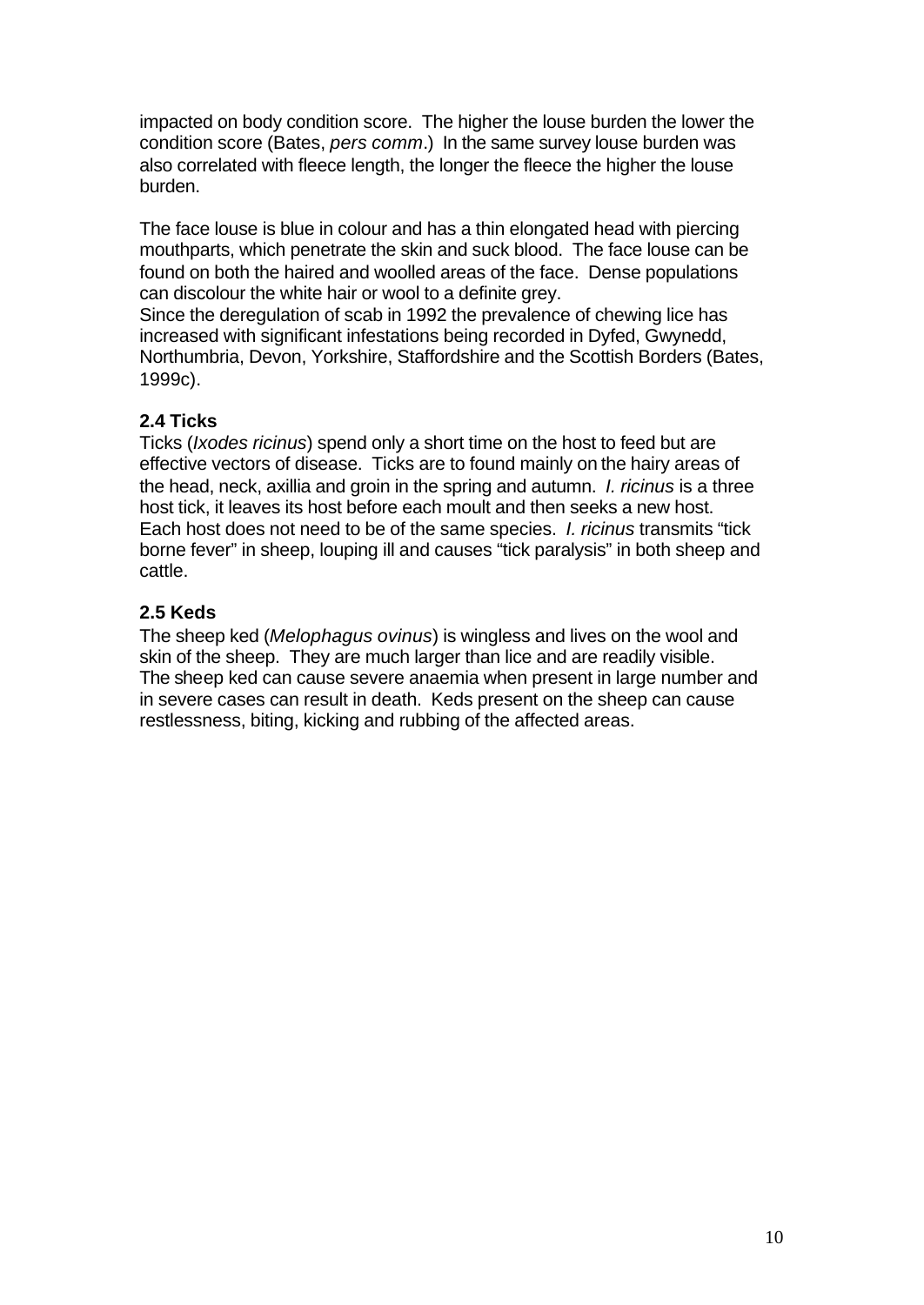impacted on body condition score. The higher the louse burden the lower the condition score (Bates, *pers comm*.) In the same survey louse burden was also correlated with fleece length, the longer the fleece the higher the louse burden.

The face louse is blue in colour and has a thin elongated head with piercing mouthparts, which penetrate the skin and suck blood. The face louse can be found on both the haired and woolled areas of the face. Dense populations can discolour the white hair or wool to a definite grey.
Since the deregulation of scab in 1992 the prevalence of chewing lice has increased with significant infestations being recorded in Dyfed, Gwynedd, Northumbria, Devon, Yorkshire, Staffordshire and the Scottish Borders (Bates, 1999c).

### 2.4 Ticks

Ticks (*Ixodes ricinus*) spend only a short time on the host to feed but are effective vectors of disease. Ticks are to found mainly on the hairy areas of the head, neck, axillia and groin in the spring and autumn. *I. ricinus* is a three host tick, it leaves its host before each moult and then seeks a new host. Each host does not need to be of the same species. *I. ricinus* transmits "tick borne fever" in sheep, louping ill and causes "tick paralysis" in both sheep and cattle.

### 2.5 Keds

The sheep ked (*Melophagus ovinus*) is wingless and lives on the wool and skin of the sheep. They are much larger than lice and are readily visible. The sheep ked can cause severe anaemia when present in large number and in severe cases can result in death. Keds present on the sheep can cause restlessness, biting, kicking and rubbing of the affected areas.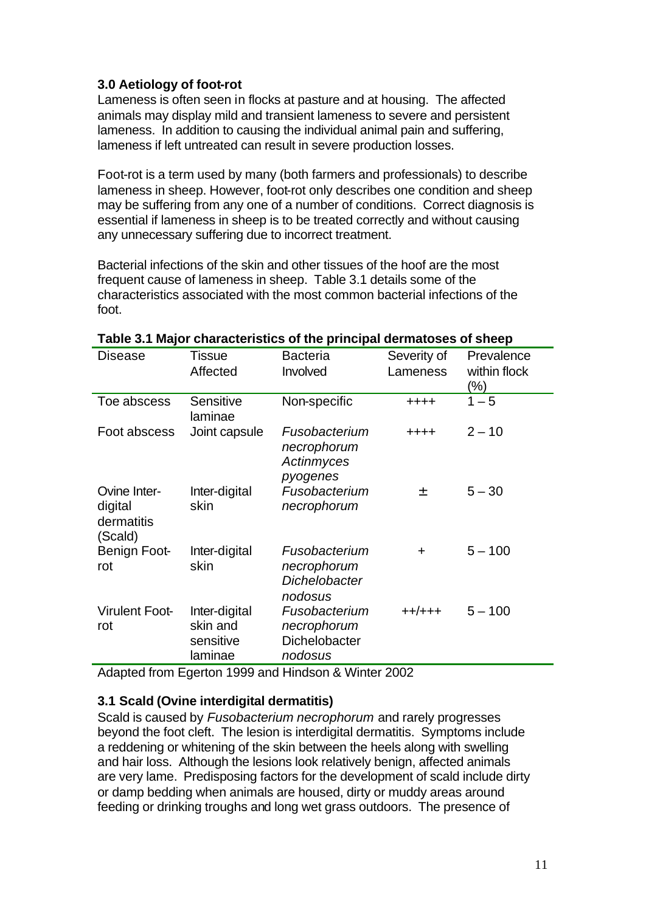### 3.0 Aetiology of foot-rot

Lameness is often seen in flocks at pasture and at housing. The affected animals may display mild and transient lameness to severe and persistent lameness. In addition to causing the individual animal pain and suffering, lameness if left untreated can result in severe production losses.

Foot-rot is a term used by many (both farmers and professionals) to describe lameness in sheep. However, foot-rot only describes one condition and sheep may be suffering from any one of a number of conditions. Correct diagnosis is essential if lameness in sheep is to be treated correctly and without causing any unnecessary suffering due to incorrect treatment.

Bacterial infections of the skin and other tissues of the hoof are the most frequent cause of lameness in sheep. Table 3.1 details some of the characteristics associated with the most common bacterial infections of the foot.

**Table 3.1 Major characteristics of the principal dermatoses of sheep**

| Disease | Tissue Affected | Bacteria Involved | Severity of Lameness | Prevalence within flock (%) |
|---|---|---|---|---|
| Toe abscess | Sensitive laminae | Non-specific | ++++ | 1 – 5 |
| Foot abscess | Joint capsule | *Fusobacterium necrophorum Actinmyces pyogenes* | ++++ | 2 – 10 |
| Ovine Inter-digital dermatitis (Scald) | Inter-digital skin | *Fusobacterium necrophorum* | ± | 5 – 30 |
| Benign Foot-rot | Inter-digital skin | *Fusobacterium necrophorum Dichelobacter nodosus* | + | 5 – 100 |
| Virulent Foot-rot | Inter-digital skin and sensitive laminae | *Fusobacterium necrophorum Dichelobacter nodosus* | ++/+++ | 5 – 100 |

Adapted from Egerton 1999 and Hindson & Winter 2002

### 3.1 Scald (Ovine interdigital dermatitis)

Scald is caused by *Fusobacterium necrophorum* and rarely progresses beyond the foot cleft. The lesion is interdigital dermatitis. Symptoms include a reddening or whitening of the skin between the heels along with swelling and hair loss. Although the lesions look relatively benign, affected animals are very lame. Predisposing factors for the development of scald include dirty or damp bedding when animals are housed, dirty or muddy areas around feeding or drinking troughs and long wet grass outdoors. The presence of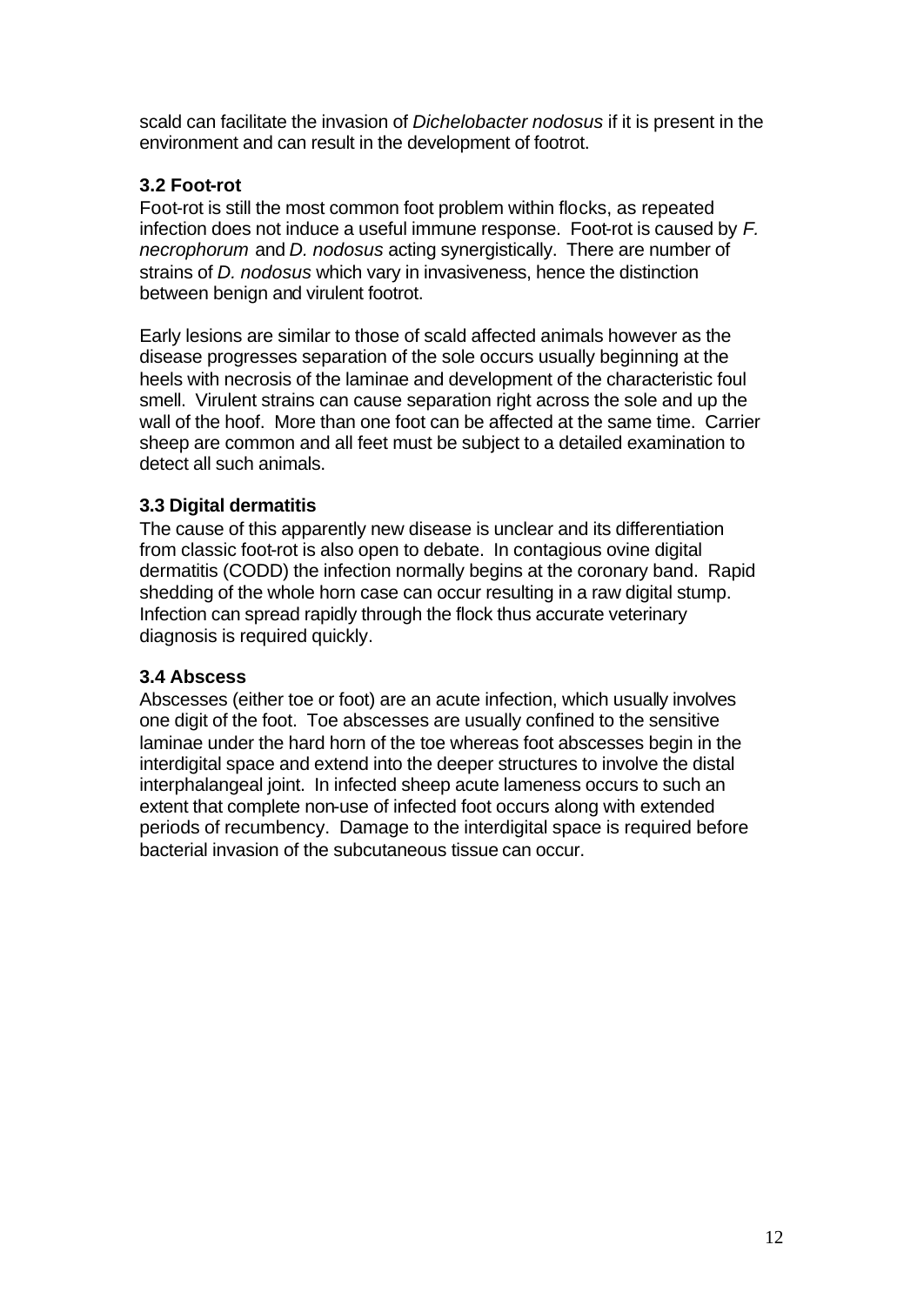scald can facilitate the invasion of *Dichelobacter nodosus* if it is present in the environment and can result in the development of footrot.

### 3.2 Foot-rot

Foot-rot is still the most common foot problem within flocks, as repeated infection does not induce a useful immune response. Foot-rot is caused by *F. necrophorum* and *D. nodosus* acting synergistically. There are number of strains of *D. nodosus* which vary in invasiveness, hence the distinction between benign and virulent footrot.

Early lesions are similar to those of scald affected animals however as the disease progresses separation of the sole occurs usually beginning at the heels with necrosis of the laminae and development of the characteristic foul smell. Virulent strains can cause separation right across the sole and up the wall of the hoof. More than one foot can be affected at the same time. Carrier sheep are common and all feet must be subject to a detailed examination to detect all such animals.

### 3.3 Digital dermatitis

The cause of this apparently new disease is unclear and its differentiation from classic foot-rot is also open to debate. In contagious ovine digital dermatitis (CODD) the infection normally begins at the coronary band. Rapid shedding of the whole horn case can occur resulting in a raw digital stump. Infection can spread rapidly through the flock thus accurate veterinary diagnosis is required quickly.

### 3.4 Abscess

Abscesses (either toe or foot) are an acute infection, which usually involves one digit of the foot. Toe abscesses are usually confined to the sensitive laminae under the hard horn of the toe whereas foot abscesses begin in the interdigital space and extend into the deeper structures to involve the distal interphalangeal joint. In infected sheep acute lameness occurs to such an extent that complete non-use of infected foot occurs along with extended periods of recumbency. Damage to the interdigital space is required before bacterial invasion of the subcutaneous tissue can occur.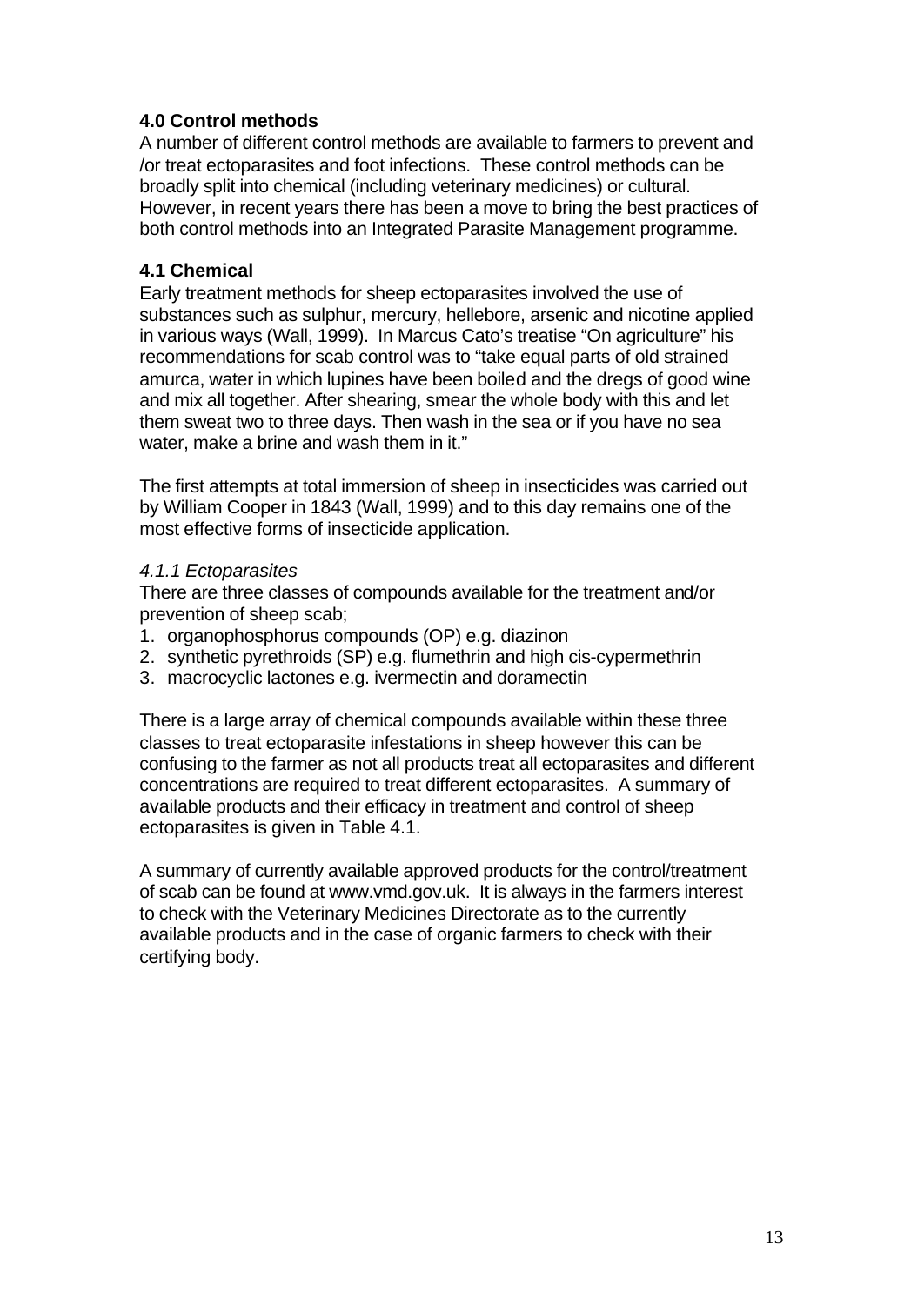## 4.0 Control methods

A number of different control methods are available to farmers to prevent and /or treat ectoparasites and foot infections. These control methods can be broadly split into chemical (including veterinary medicines) or cultural. However, in recent years there has been a move to bring the best practices of both control methods into an Integrated Parasite Management programme.

### 4.1 Chemical

Early treatment methods for sheep ectoparasites involved the use of substances such as sulphur, mercury, hellebore, arsenic and nicotine applied in various ways (Wall, 1999). In Marcus Cato's treatise "On agriculture" his recommendations for scab control was to "take equal parts of old strained amurca, water in which lupines have been boiled and the dregs of good wine and mix all together. After shearing, smear the whole body with this and let them sweat two to three days. Then wash in the sea or if you have no sea water, make a brine and wash them in it."

The first attempts at total immersion of sheep in insecticides was carried out by William Cooper in 1843 (Wall, 1999) and to this day remains one of the most effective forms of insecticide application.

#### *4.1.1 Ectoparasites*

There are three classes of compounds available for the treatment and/or prevention of sheep scab;

1. organophosphorus compounds (OP) e.g. diazinon
2. synthetic pyrethroids (SP) e.g. flumethrin and high cis-cypermethrin
3. macrocyclic lactones e.g. ivermectin and doramectin

There is a large array of chemical compounds available within these three classes to treat ectoparasite infestations in sheep however this can be confusing to the farmer as not all products treat all ectoparasites and different concentrations are required to treat different ectoparasites. A summary of available products and their efficacy in treatment and control of sheep ectoparasites is given in Table 4.1.

A summary of currently available approved products for the control/treatment of scab can be found at www.vmd.gov.uk. It is always in the farmers interest to check with the Veterinary Medicines Directorate as to the currently available products and in the case of organic farmers to check with their certifying body.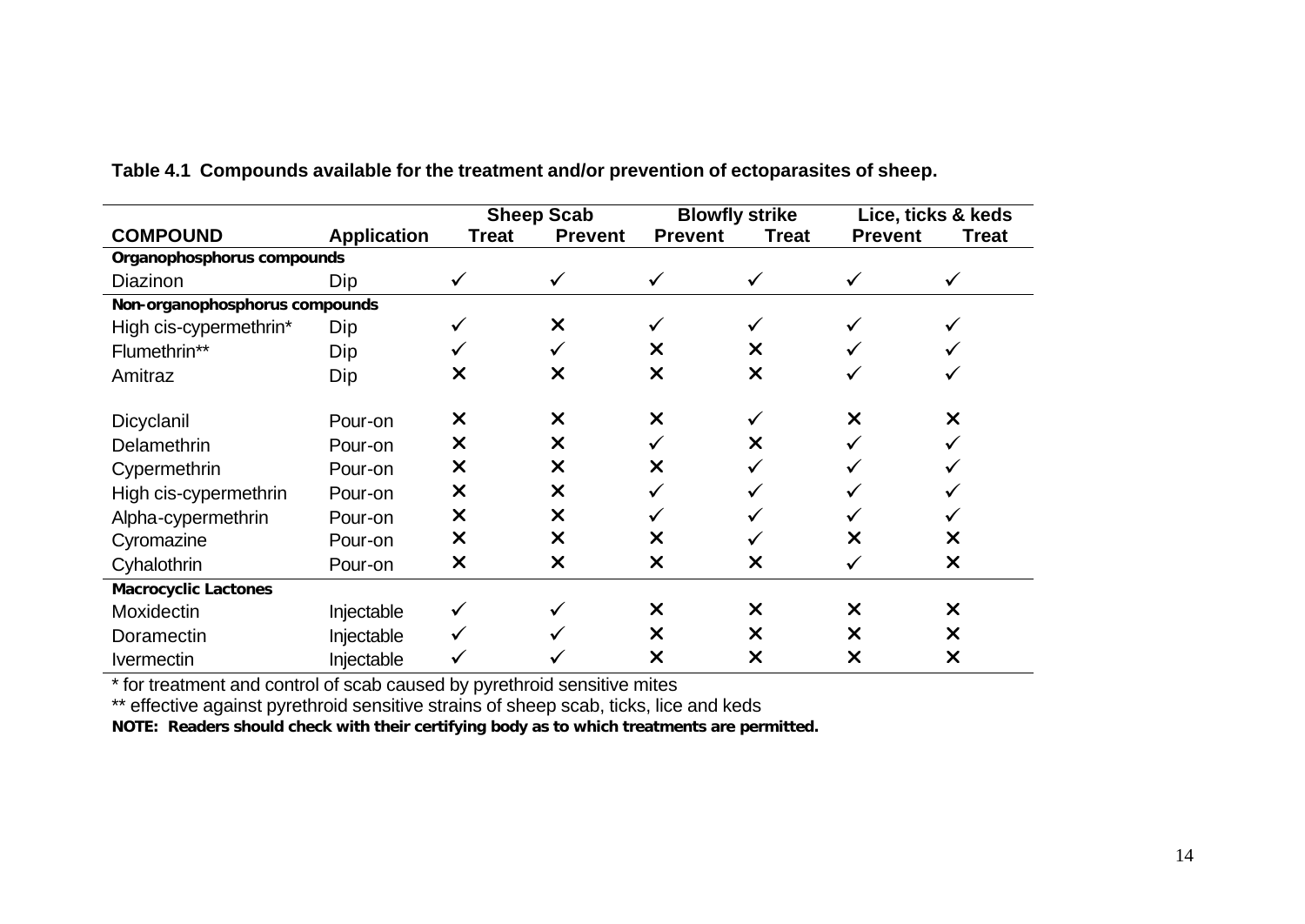**Table 4.1 Compounds available for the treatment and/or prevention of ectoparasites of sheep.**

| | | Sheep Scab | | Blowfly strike | | Lice, ticks & keds | |
|---|---|---|---|---|---|---|---|
| **COMPOUND** | **Application** | **Treat** | **Prevent** | **Prevent** | **Treat** | **Prevent** | **Treat** |
| **Organophosphorus compounds** | | | | | | | |
| Diazinon | Dip | ✓ | ✓ | ✓ | ✓ | ✓ | ✓ |
| **Non-organophosphorus compounds** | | | | | | | |
| High cis-cypermethrin* | Dip | ✓ | ✕ | ✓ | ✓ | ✓ | ✓ |
| Flumethrin** | Dip | ✓ | ✓ | ✕ | ✕ | ✓ | ✓ |
| Amitraz | Dip | ✕ | ✕ | ✕ | ✕ | ✓ | ✓ |
| Dicyclanil | Pour-on | ✕ | ✕ | ✕ | ✓ | ✕ | ✕ |
| Delamethrin | Pour-on | ✕ | ✕ | ✓ | ✕ | ✓ | ✓ |
| Cypermethrin | Pour-on | ✕ | ✕ | ✕ | ✓ | ✓ | ✓ |
| High cis-cypermethrin | Pour-on | ✕ | ✕ | ✓ | ✓ | ✓ | ✓ |
| Alpha-cypermethrin | Pour-on | ✕ | ✕ | ✓ | ✓ | ✓ | ✓ |
| Cyromazine | Pour-on | ✕ | ✕ | ✕ | ✓ | ✕ | ✕ |
| Cyhalothrin | Pour-on | ✕ | ✕ | ✕ | ✕ | ✓ | ✕ |
| **Macrocyclic Lactones** | | | | | | | |
| Moxidectin | Injectable | ✓ | ✓ | ✕ | ✕ | ✕ | ✕ |
| Doramectin | Injectable | ✓ | ✓ | ✕ | ✕ | ✕ | ✕ |
| Ivermectin | Injectable | ✓ | ✓ | ✕ | ✕ | ✕ | ✕ |

\* for treatment and control of scab caused by pyrethroid sensitive mites

** effective against pyrethroid sensitive strains of sheep scab, ticks, lice and keds

**NOTE: Readers should check with their certifying body as to which treatments are permitted.**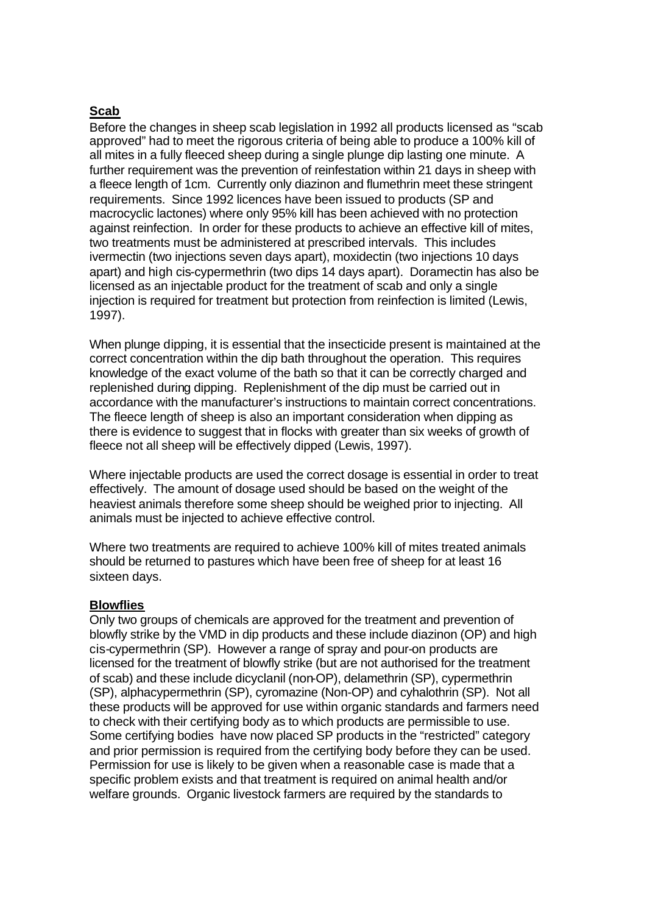**Scab**

Before the changes in sheep scab legislation in 1992 all products licensed as "scab approved" had to meet the rigorous criteria of being able to produce a 100% kill of all mites in a fully fleeced sheep during a single plunge dip lasting one minute. A further requirement was the prevention of reinfestation within 21 days in sheep with a fleece length of 1cm. Currently only diazinon and flumethrin meet these stringent requirements. Since 1992 licences have been issued to products (SP and macrocyclic lactones) where only 95% kill has been achieved with no protection against reinfection. In order for these products to achieve an effective kill of mites, two treatments must be administered at prescribed intervals. This includes ivermectin (two injections seven days apart), moxidectin (two injections 10 days apart) and high cis-cypermethrin (two dips 14 days apart). Doramectin has also be licensed as an injectable product for the treatment of scab and only a single injection is required for treatment but protection from reinfection is limited (Lewis, 1997).

When plunge dipping, it is essential that the insecticide present is maintained at the correct concentration within the dip bath throughout the operation. This requires knowledge of the exact volume of the bath so that it can be correctly charged and replenished during dipping. Replenishment of the dip must be carried out in accordance with the manufacturer's instructions to maintain correct concentrations. The fleece length of sheep is also an important consideration when dipping as there is evidence to suggest that in flocks with greater than six weeks of growth of fleece not all sheep will be effectively dipped (Lewis, 1997).

Where injectable products are used the correct dosage is essential in order to treat effectively. The amount of dosage used should be based on the weight of the heaviest animals therefore some sheep should be weighed prior to injecting. All animals must be injected to achieve effective control.

Where two treatments are required to achieve 100% kill of mites treated animals should be returned to pastures which have been free of sheep for at least 16 sixteen days.

**Blowflies**

Only two groups of chemicals are approved for the treatment and prevention of blowfly strike by the VMD in dip products and these include diazinon (OP) and high cis-cypermethrin (SP). However a range of spray and pour-on products are licensed for the treatment of blowfly strike (but are not authorised for the treatment of scab) and these include dicyclanil (non-OP), delamethrin (SP), cypermethrin (SP), alphacypermethrin (SP), cyromazine (Non-OP) and cyhalothrin (SP). Not all these products will be approved for use within organic standards and farmers need to check with their certifying body as to which products are permissible to use. Some certifying bodies have now placed SP products in the "restricted" category and prior permission is required from the certifying body before they can be used. Permission for use is likely to be given when a reasonable case is made that a specific problem exists and that treatment is required on animal health and/or welfare grounds. Organic livestock farmers are required by the standards to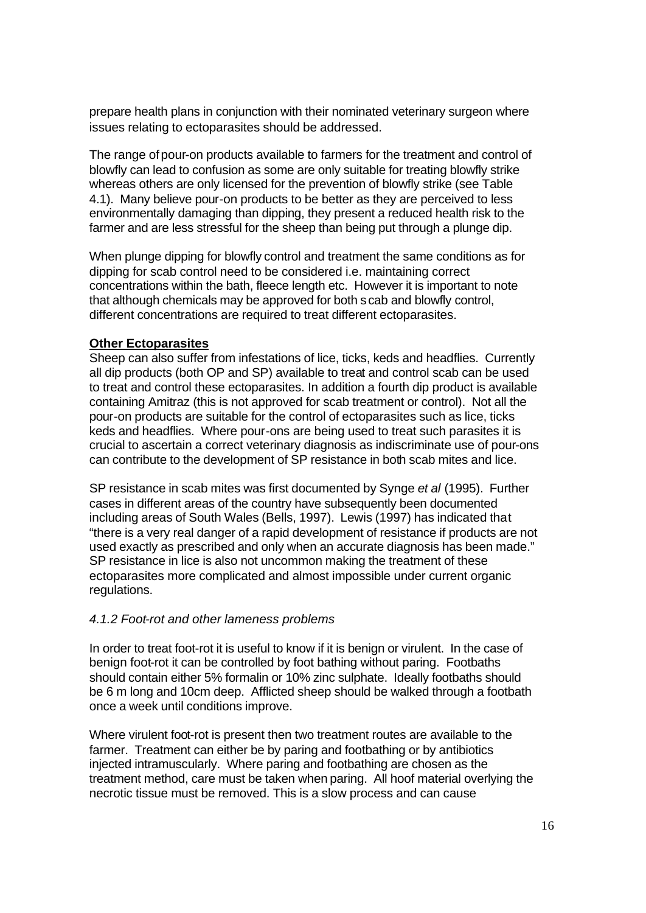prepare health plans in conjunction with their nominated veterinary surgeon where issues relating to ectoparasites should be addressed.

The range of pour-on products available to farmers for the treatment and control of blowfly can lead to confusion as some are only suitable for treating blowfly strike whereas others are only licensed for the prevention of blowfly strike (see Table 4.1). Many believe pour-on products to be better as they are perceived to less environmentally damaging than dipping, they present a reduced health risk to the farmer and are less stressful for the sheep than being put through a plunge dip.

When plunge dipping for blowfly control and treatment the same conditions as for dipping for scab control need to be considered i.e. maintaining correct concentrations within the bath, fleece length etc. However it is important to note that although chemicals may be approved for both scab and blowfly control, different concentrations are required to treat different ectoparasites.

**Other Ectoparasites**

Sheep can also suffer from infestations of lice, ticks, keds and headflies. Currently all dip products (both OP and SP) available to treat and control scab can be used to treat and control these ectoparasites. In addition a fourth dip product is available containing Amitraz (this is not approved for scab treatment or control). Not all the pour-on products are suitable for the control of ectoparasites such as lice, ticks keds and headflies. Where pour-ons are being used to treat such parasites it is crucial to ascertain a correct veterinary diagnosis as indiscriminate use of pour-ons can contribute to the development of SP resistance in both scab mites and lice.

SP resistance in scab mites was first documented by Synge *et al* (1995). Further cases in different areas of the country have subsequently been documented including areas of South Wales (Bells, 1997). Lewis (1997) has indicated that "there is a very real danger of a rapid development of resistance if products are not used exactly as prescribed and only when an accurate diagnosis has been made." SP resistance in lice is also not uncommon making the treatment of these ectoparasites more complicated and almost impossible under current organic regulations.

### *4.1.2 Foot-rot and other lameness problems*

In order to treat foot-rot it is useful to know if it is benign or virulent. In the case of benign foot-rot it can be controlled by foot bathing without paring. Footbaths should contain either 5% formalin or 10% zinc sulphate. Ideally footbaths should be 6 m long and 10cm deep. Afflicted sheep should be walked through a footbath once a week until conditions improve.

Where virulent foot-rot is present then two treatment routes are available to the farmer. Treatment can either be by paring and footbathing or by antibiotics injected intramuscularly. Where paring and footbathing are chosen as the treatment method, care must be taken when paring. All hoof material overlying the necrotic tissue must be removed. This is a slow process and can cause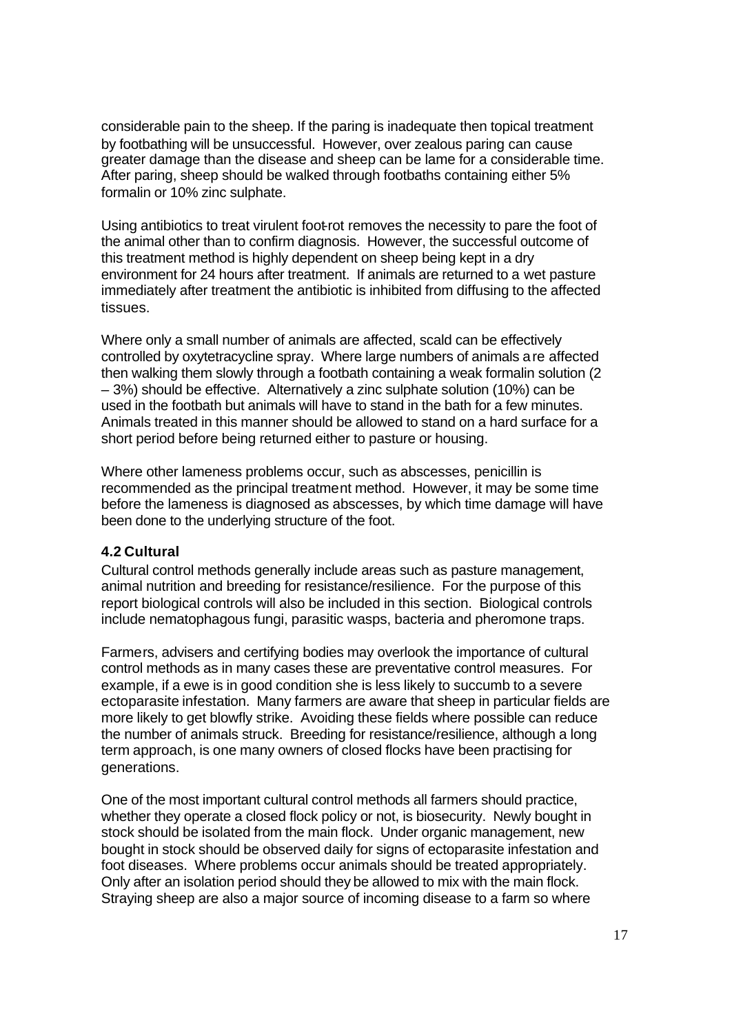considerable pain to the sheep. If the paring is inadequate then topical treatment by footbathing will be unsuccessful. However, over zealous paring can cause greater damage than the disease and sheep can be lame for a considerable time. After paring, sheep should be walked through footbaths containing either 5% formalin or 10% zinc sulphate.

Using antibiotics to treat virulent foot-rot removes the necessity to pare the foot of the animal other than to confirm diagnosis. However, the successful outcome of this treatment method is highly dependent on sheep being kept in a dry environment for 24 hours after treatment. If animals are returned to a wet pasture immediately after treatment the antibiotic is inhibited from diffusing to the affected tissues.

Where only a small number of animals are affected, scald can be effectively controlled by oxytetracycline spray. Where large numbers of animals are affected then walking them slowly through a footbath containing a weak formalin solution (2 – 3%) should be effective. Alternatively a zinc sulphate solution (10%) can be used in the footbath but animals will have to stand in the bath for a few minutes. Animals treated in this manner should be allowed to stand on a hard surface for a short period before being returned either to pasture or housing.

Where other lameness problems occur, such as abscesses, penicillin is recommended as the principal treatment method. However, it may be some time before the lameness is diagnosed as abscesses, by which time damage will have been done to the underlying structure of the foot.

### 4.2 Cultural

Cultural control methods generally include areas such as pasture management, animal nutrition and breeding for resistance/resilience. For the purpose of this report biological controls will also be included in this section. Biological controls include nematophagous fungi, parasitic wasps, bacteria and pheromone traps.

Farmers, advisers and certifying bodies may overlook the importance of cultural control methods as in many cases these are preventative control measures. For example, if a ewe is in good condition she is less likely to succumb to a severe ectoparasite infestation. Many farmers are aware that sheep in particular fields are more likely to get blowfly strike. Avoiding these fields where possible can reduce the number of animals struck. Breeding for resistance/resilience, although a long term approach, is one many owners of closed flocks have been practising for generations.

One of the most important cultural control methods all farmers should practice, whether they operate a closed flock policy or not, is biosecurity. Newly bought in stock should be isolated from the main flock. Under organic management, new bought in stock should be observed daily for signs of ectoparasite infestation and foot diseases. Where problems occur animals should be treated appropriately. Only after an isolation period should they be allowed to mix with the main flock. Straying sheep are also a major source of incoming disease to a farm so where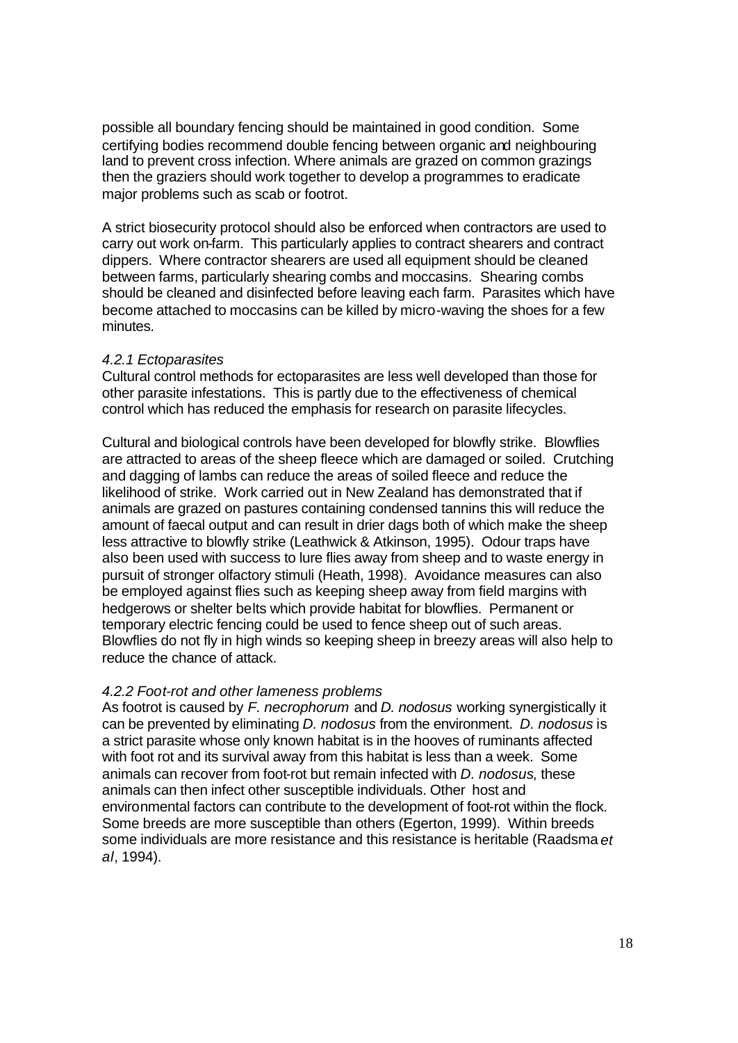possible all boundary fencing should be maintained in good condition. Some certifying bodies recommend double fencing between organic and neighbouring land to prevent cross infection. Where animals are grazed on common grazings then the graziers should work together to develop a programmes to eradicate major problems such as scab or footrot.

A strict biosecurity protocol should also be enforced when contractors are used to carry out work on-farm. This particularly applies to contract shearers and contract dippers. Where contractor shearers are used all equipment should be cleaned between farms, particularly shearing combs and moccasins. Shearing combs should be cleaned and disinfected before leaving each farm. Parasites which have become attached to moccasins can be killed by micro-waving the shoes for a few minutes.

### *4.2.1 Ectoparasites*

Cultural control methods for ectoparasites are less well developed than those for other parasite infestations. This is partly due to the effectiveness of chemical control which has reduced the emphasis for research on parasite lifecycles.

Cultural and biological controls have been developed for blowfly strike. Blowflies are attracted to areas of the sheep fleece which are damaged or soiled. Crutching and dagging of lambs can reduce the areas of soiled fleece and reduce the likelihood of strike. Work carried out in New Zealand has demonstrated that if animals are grazed on pastures containing condensed tannins this will reduce the amount of faecal output and can result in drier dags both of which make the sheep less attractive to blowfly strike (Leathwick & Atkinson, 1995). Odour traps have also been used with success to lure flies away from sheep and to waste energy in pursuit of stronger olfactory stimuli (Heath, 1998). Avoidance measures can also be employed against flies such as keeping sheep away from field margins with hedgerows or shelter belts which provide habitat for blowflies. Permanent or temporary electric fencing could be used to fence sheep out of such areas. Blowflies do not fly in high winds so keeping sheep in breezy areas will also help to reduce the chance of attack.

### *4.2.2 Foot-rot and other lameness problems*

As footrot is caused by *F. necrophorum* and *D. nodosus* working synergistically it can be prevented by eliminating *D. nodosus* from the environment. *D. nodosus* is a strict parasite whose only known habitat is in the hooves of ruminants affected with foot rot and its survival away from this habitat is less than a week. Some animals can recover from foot-rot but remain infected with *D. nodosus*, these animals can then infect other susceptible individuals. Other host and environmental factors can contribute to the development of foot-rot within the flock. Some breeds are more susceptible than others (Egerton, 1999). Within breeds some individuals are more resistance and this resistance is heritable (Raadsma *et al*, 1994).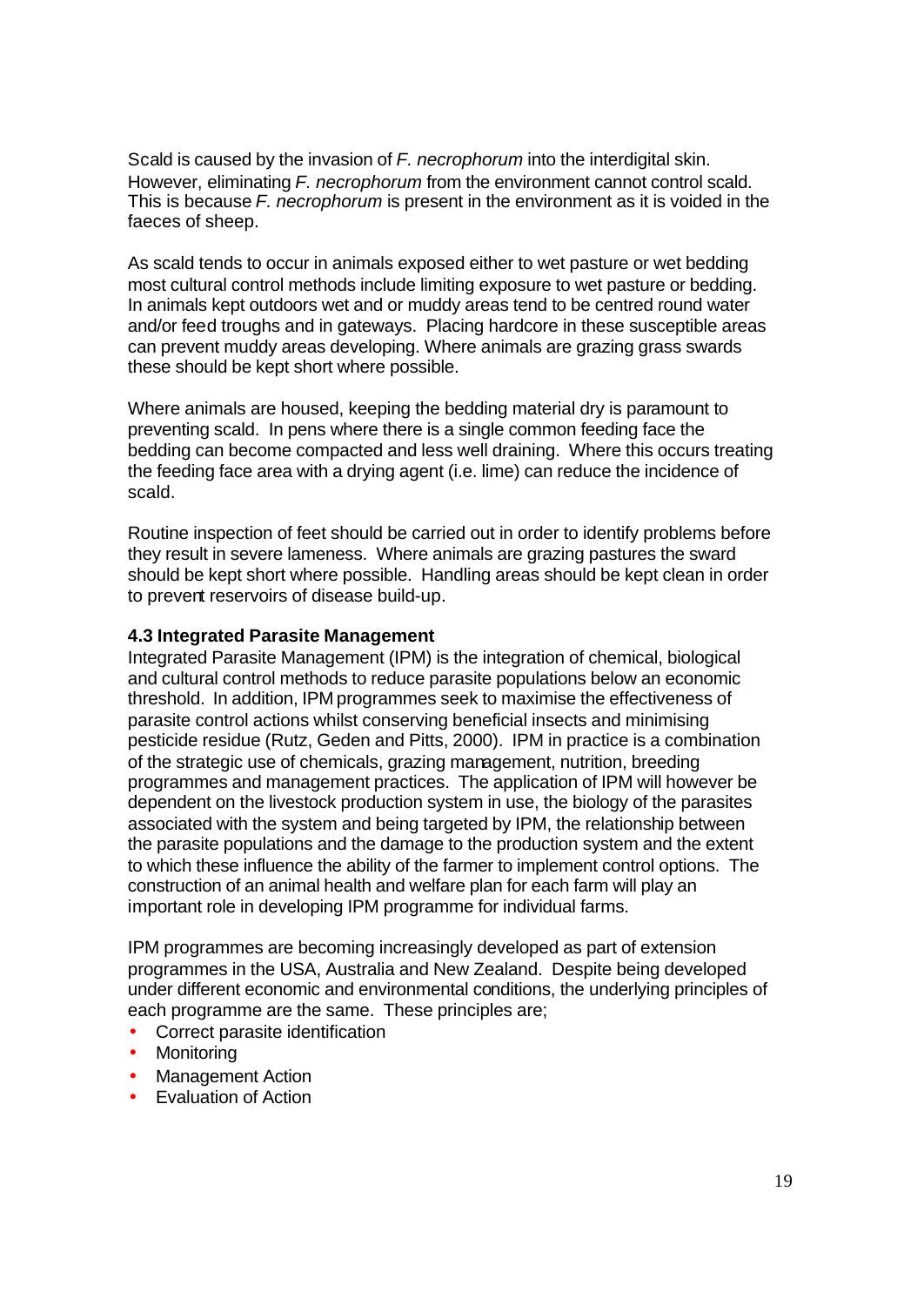Scald is caused by the invasion of *F. necrophorum* into the interdigital skin. However, eliminating *F. necrophorum* from the environment cannot control scald. This is because *F. necrophorum* is present in the environment as it is voided in the faeces of sheep.

As scald tends to occur in animals exposed either to wet pasture or wet bedding most cultural control methods include limiting exposure to wet pasture or bedding. In animals kept outdoors wet and or muddy areas tend to be centred round water and/or feed troughs and in gateways. Placing hardcore in these susceptible areas can prevent muddy areas developing. Where animals are grazing grass swards these should be kept short where possible.

Where animals are housed, keeping the bedding material dry is paramount to preventing scald. In pens where there is a single common feeding face the bedding can become compacted and less well draining. Where this occurs treating the feeding face area with a drying agent (i.e. lime) can reduce the incidence of scald.

Routine inspection of feet should be carried out in order to identify problems before they result in severe lameness. Where animals are grazing pastures the sward should be kept short where possible. Handling areas should be kept clean in order to prevent reservoirs of disease build-up.

### 4.3 Integrated Parasite Management

Integrated Parasite Management (IPM) is the integration of chemical, biological and cultural control methods to reduce parasite populations below an economic threshold. In addition, IPM programmes seek to maximise the effectiveness of parasite control actions whilst conserving beneficial insects and minimising pesticide residue (Rutz, Geden and Pitts, 2000). IPM in practice is a combination of the strategic use of chemicals, grazing management, nutrition, breeding programmes and management practices. The application of IPM will however be dependent on the livestock production system in use, the biology of the parasites associated with the system and being targeted by IPM, the relationship between the parasite populations and the damage to the production system and the extent to which these influence the ability of the farmer to implement control options. The construction of an animal health and welfare plan for each farm will play an important role in developing IPM programme for individual farms.

IPM programmes are becoming increasingly developed as part of extension programmes in the USA, Australia and New Zealand. Despite being developed under different economic and environmental conditions, the underlying principles of each programme are the same. These principles are;

- Correct parasite identification
- Monitoring
- Management Action
- Evaluation of Action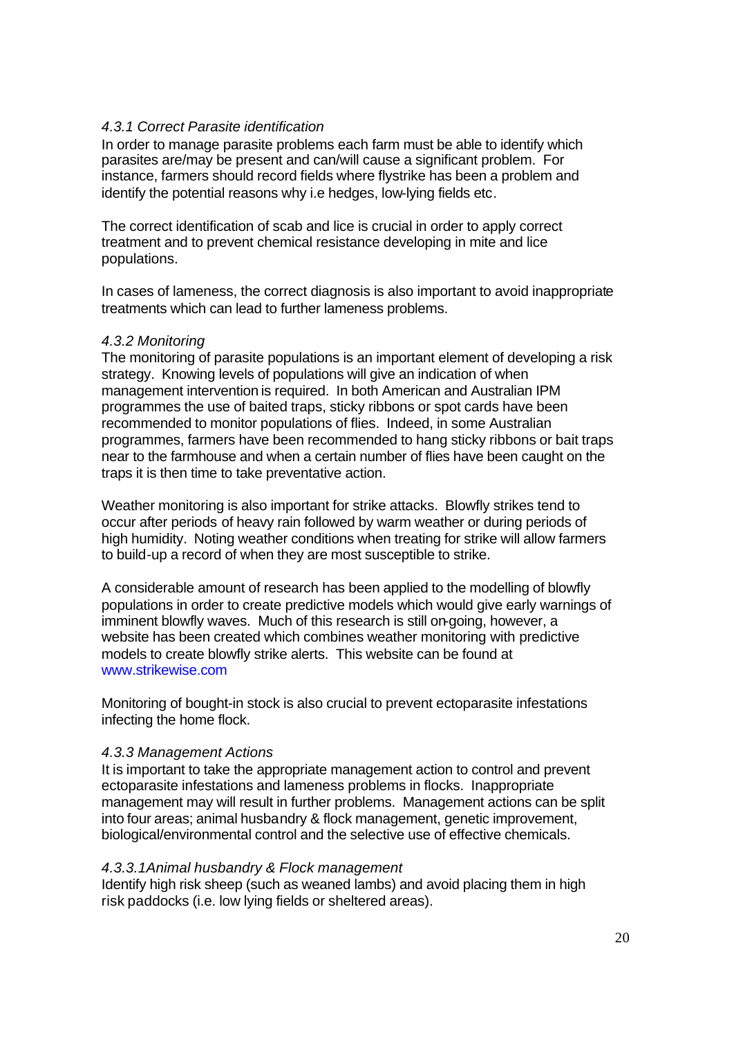### *4.3.1 Correct Parasite identification*

In order to manage parasite problems each farm must be able to identify which parasites are/may be present and can/will cause a significant problem. For instance, farmers should record fields where flystrike has been a problem and identify the potential reasons why i.e hedges, low-lying fields etc.

The correct identification of scab and lice is crucial in order to apply correct treatment and to prevent chemical resistance developing in mite and lice populations.

In cases of lameness, the correct diagnosis is also important to avoid inappropriate treatments which can lead to further lameness problems.

### *4.3.2 Monitoring*

The monitoring of parasite populations is an important element of developing a risk strategy. Knowing levels of populations will give an indication of when management intervention is required. In both American and Australian IPM programmes the use of baited traps, sticky ribbons or spot cards have been recommended to monitor populations of flies. Indeed, in some Australian programmes, farmers have been recommended to hang sticky ribbons or bait traps near to the farmhouse and when a certain number of flies have been caught on the traps it is then time to take preventative action.

Weather monitoring is also important for strike attacks. Blowfly strikes tend to occur after periods of heavy rain followed by warm weather or during periods of high humidity. Noting weather conditions when treating for strike will allow farmers to build-up a record of when they are most susceptible to strike.

A considerable amount of research has been applied to the modelling of blowfly populations in order to create predictive models which would give early warnings of imminent blowfly waves. Much of this research is still on-going, however, a website has been created which combines weather monitoring with predictive models to create blowfly strike alerts. This website can be found at www.strikewise.com

Monitoring of bought-in stock is also crucial to prevent ectoparasite infestations infecting the home flock.

### *4.3.3 Management Actions*

It is important to take the appropriate management action to control and prevent ectoparasite infestations and lameness problems in flocks. Inappropriate management may will result in further problems. Management actions can be split into four areas; animal husbandry & flock management, genetic improvement, biological/environmental control and the selective use of effective chemicals.

#### *4.3.3.1Animal husbandry & Flock management*

Identify high risk sheep (such as weaned lambs) and avoid placing them in high risk paddocks (i.e. low lying fields or sheltered areas).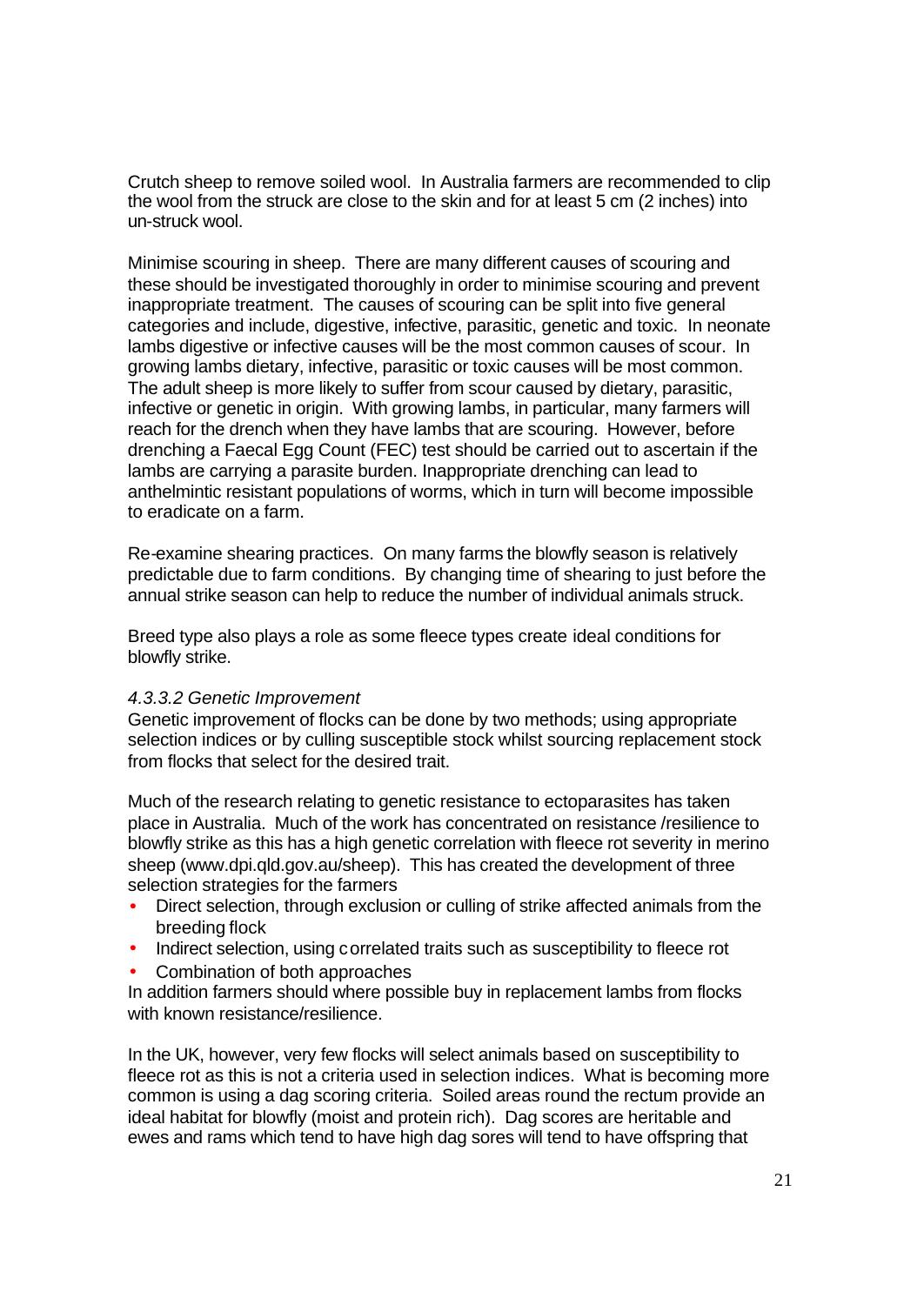Crutch sheep to remove soiled wool. In Australia farmers are recommended to clip the wool from the struck are close to the skin and for at least 5 cm (2 inches) into un-struck wool.

Minimise scouring in sheep. There are many different causes of scouring and these should be investigated thoroughly in order to minimise scouring and prevent inappropriate treatment. The causes of scouring can be split into five general categories and include, digestive, infective, parasitic, genetic and toxic. In neonate lambs digestive or infective causes will be the most common causes of scour. In growing lambs dietary, infective, parasitic or toxic causes will be most common. The adult sheep is more likely to suffer from scour caused by dietary, parasitic, infective or genetic in origin. With growing lambs, in particular, many farmers will reach for the drench when they have lambs that are scouring. However, before drenching a Faecal Egg Count (FEC) test should be carried out to ascertain if the lambs are carrying a parasite burden. Inappropriate drenching can lead to anthelmintic resistant populations of worms, which in turn will become impossible to eradicate on a farm.

Re-examine shearing practices. On many farms the blowfly season is relatively predictable due to farm conditions. By changing time of shearing to just before the annual strike season can help to reduce the number of individual animals struck.

Breed type also plays a role as some fleece types create ideal conditions for blowfly strike.

*4.3.3.2 Genetic Improvement*

Genetic improvement of flocks can be done by two methods; using appropriate selection indices or by culling susceptible stock whilst sourcing replacement stock from flocks that select for the desired trait.

Much of the research relating to genetic resistance to ectoparasites has taken place in Australia. Much of the work has concentrated on resistance /resilience to blowfly strike as this has a high genetic correlation with fleece rot severity in merino sheep (www.dpi.qld.gov.au/sheep). This has created the development of three selection strategies for the farmers

- Direct selection, through exclusion or culling of strike affected animals from the breeding flock
- Indirect selection, using correlated traits such as susceptibility to fleece rot
- Combination of both approaches

In addition farmers should where possible buy in replacement lambs from flocks with known resistance/resilience.

In the UK, however, very few flocks will select animals based on susceptibility to fleece rot as this is not a criteria used in selection indices. What is becoming more common is using a dag scoring criteria. Soiled areas round the rectum provide an ideal habitat for blowfly (moist and protein rich). Dag scores are heritable and ewes and rams which tend to have high dag sores will tend to have offspring that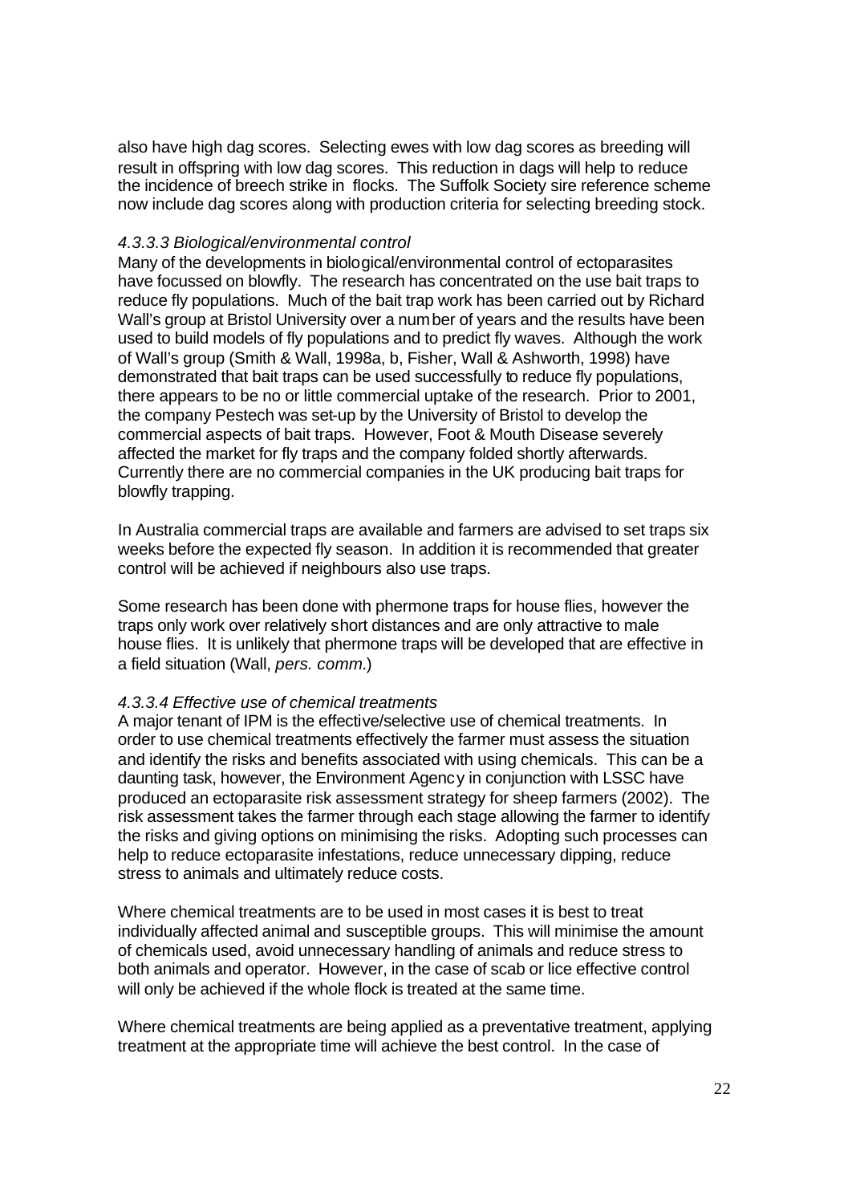also have high dag scores. Selecting ewes with low dag scores as breeding will result in offspring with low dag scores. This reduction in dags will help to reduce the incidence of breech strike in flocks. The Suffolk Society sire reference scheme now include dag scores along with production criteria for selecting breeding stock.

#### *4.3.3.3 Biological/environmental control*

Many of the developments in biological/environmental control of ectoparasites have focussed on blowfly. The research has concentrated on the use bait traps to reduce fly populations. Much of the bait trap work has been carried out by Richard Wall's group at Bristol University over a number of years and the results have been used to build models of fly populations and to predict fly waves. Although the work of Wall's group (Smith & Wall, 1998a, b, Fisher, Wall & Ashworth, 1998) have demonstrated that bait traps can be used successfully to reduce fly populations, there appears to be no or little commercial uptake of the research. Prior to 2001, the company Pestech was set-up by the University of Bristol to develop the commercial aspects of bait traps. However, Foot & Mouth Disease severely affected the market for fly traps and the company folded shortly afterwards. Currently there are no commercial companies in the UK producing bait traps for blowfly trapping.

In Australia commercial traps are available and farmers are advised to set traps six weeks before the expected fly season. In addition it is recommended that greater control will be achieved if neighbours also use traps.

Some research has been done with phermone traps for house flies, however the traps only work over relatively short distances and are only attractive to male house flies. It is unlikely that phermone traps will be developed that are effective in a field situation (Wall, *pers. comm.*)

#### *4.3.3.4 Effective use of chemical treatments*

A major tenant of IPM is the effective/selective use of chemical treatments. In order to use chemical treatments effectively the farmer must assess the situation and identify the risks and benefits associated with using chemicals. This can be a daunting task, however, the Environment Agency in conjunction with LSSC have produced an ectoparasite risk assessment strategy for sheep farmers (2002). The risk assessment takes the farmer through each stage allowing the farmer to identify the risks and giving options on minimising the risks. Adopting such processes can help to reduce ectoparasite infestations, reduce unnecessary dipping, reduce stress to animals and ultimately reduce costs.

Where chemical treatments are to be used in most cases it is best to treat individually affected animal and susceptible groups. This will minimise the amount of chemicals used, avoid unnecessary handling of animals and reduce stress to both animals and operator. However, in the case of scab or lice effective control will only be achieved if the whole flock is treated at the same time.

Where chemical treatments are being applied as a preventative treatment, applying treatment at the appropriate time will achieve the best control. In the case of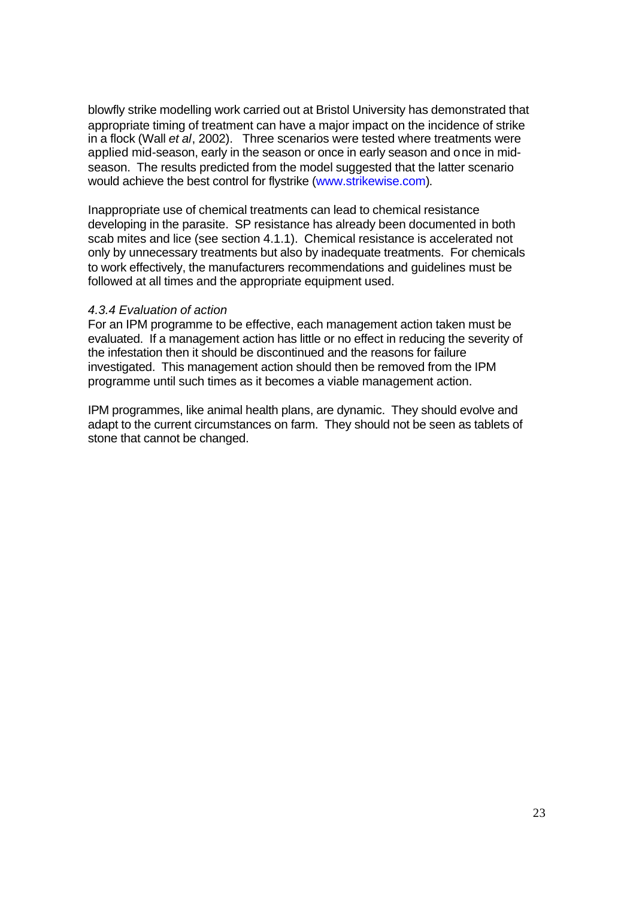blowfly strike modelling work carried out at Bristol University has demonstrated that appropriate timing of treatment can have a major impact on the incidence of strike in a flock (Wall *et al*, 2002). Three scenarios were tested where treatments were applied mid-season, early in the season or once in early season and once in mid-season. The results predicted from the model suggested that the latter scenario would achieve the best control for flystrike (www.strikewise.com).

Inappropriate use of chemical treatments can lead to chemical resistance developing in the parasite. SP resistance has already been documented in both scab mites and lice (see section 4.1.1). Chemical resistance is accelerated not only by unnecessary treatments but also by inadequate treatments. For chemicals to work effectively, the manufacturers recommendations and guidelines must be followed at all times and the appropriate equipment used.

*4.3.4 Evaluation of action*

For an IPM programme to be effective, each management action taken must be evaluated. If a management action has little or no effect in reducing the severity of the infestation then it should be discontinued and the reasons for failure investigated. This management action should then be removed from the IPM programme until such times as it becomes a viable management action.

IPM programmes, like animal health plans, are dynamic. They should evolve and adapt to the current circumstances on farm. They should not be seen as tablets of stone that cannot be changed.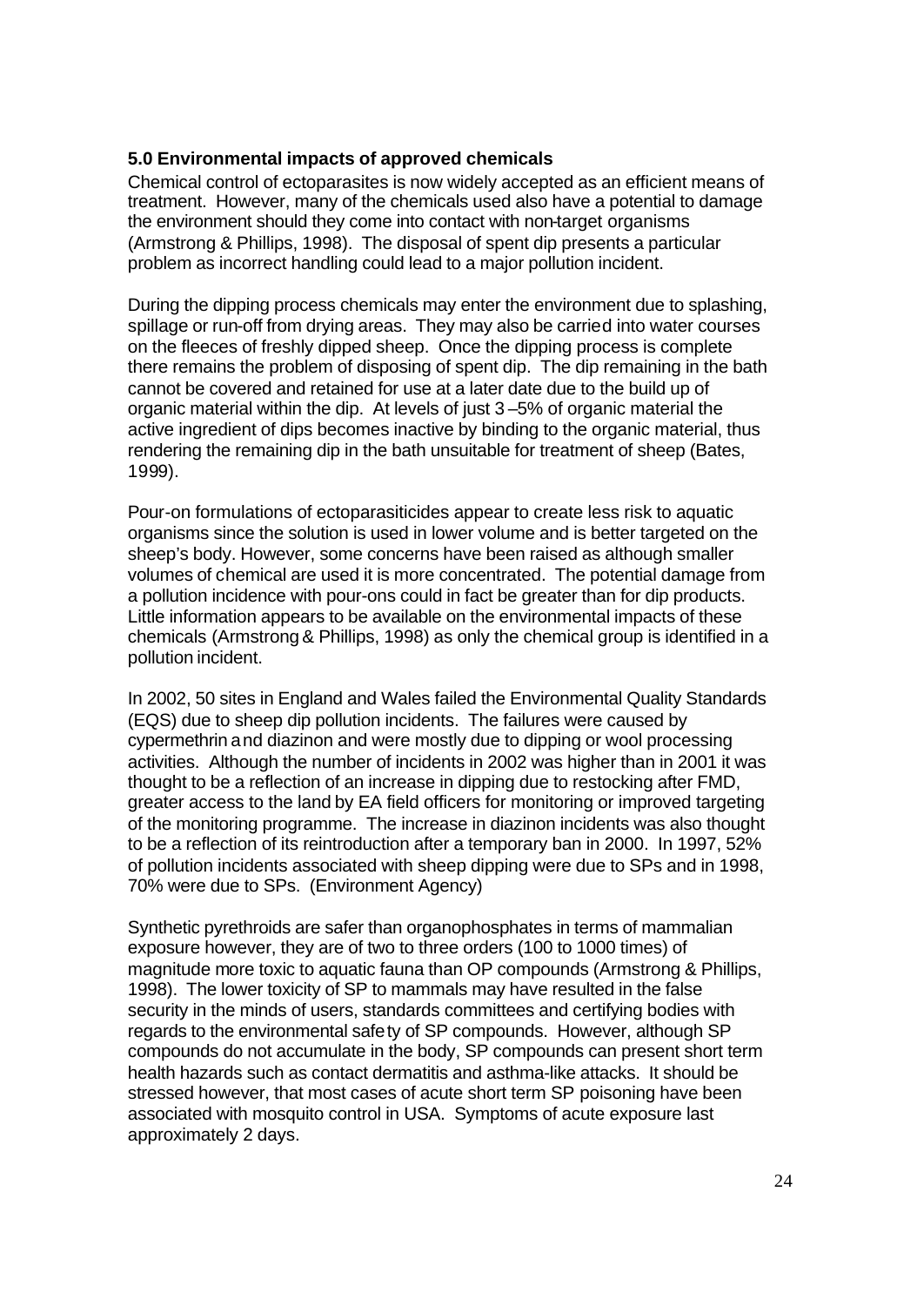### 5.0 Environmental impacts of approved chemicals

Chemical control of ectoparasites is now widely accepted as an efficient means of treatment. However, many of the chemicals used also have a potential to damage the environment should they come into contact with non-target organisms (Armstrong & Phillips, 1998). The disposal of spent dip presents a particular problem as incorrect handling could lead to a major pollution incident.

During the dipping process chemicals may enter the environment due to splashing, spillage or run-off from drying areas. They may also be carried into water courses on the fleeces of freshly dipped sheep. Once the dipping process is complete there remains the problem of disposing of spent dip. The dip remaining in the bath cannot be covered and retained for use at a later date due to the build up of organic material within the dip. At levels of just 3 –5% of organic material the active ingredient of dips becomes inactive by binding to the organic material, thus rendering the remaining dip in the bath unsuitable for treatment of sheep (Bates, 1999).

Pour-on formulations of ectoparasiticides appear to create less risk to aquatic organisms since the solution is used in lower volume and is better targeted on the sheep's body. However, some concerns have been raised as although smaller volumes of chemical are used it is more concentrated. The potential damage from a pollution incidence with pour-ons could in fact be greater than for dip products. Little information appears to be available on the environmental impacts of these chemicals (Armstrong & Phillips, 1998) as only the chemical group is identified in a pollution incident.

In 2002, 50 sites in England and Wales failed the Environmental Quality Standards (EQS) due to sheep dip pollution incidents. The failures were caused by cypermethrin and diazinon and were mostly due to dipping or wool processing activities. Although the number of incidents in 2002 was higher than in 2001 it was thought to be a reflection of an increase in dipping due to restocking after FMD, greater access to the land by EA field officers for monitoring or improved targeting of the monitoring programme. The increase in diazinon incidents was also thought to be a reflection of its reintroduction after a temporary ban in 2000. In 1997, 52% of pollution incidents associated with sheep dipping were due to SPs and in 1998, 70% were due to SPs. (Environment Agency)

Synthetic pyrethroids are safer than organophosphates in terms of mammalian exposure however, they are of two to three orders (100 to 1000 times) of magnitude more toxic to aquatic fauna than OP compounds (Armstrong & Phillips, 1998). The lower toxicity of SP to mammals may have resulted in the false security in the minds of users, standards committees and certifying bodies with regards to the environmental safety of SP compounds. However, although SP compounds do not accumulate in the body, SP compounds can present short term health hazards such as contact dermatitis and asthma-like attacks. It should be stressed however, that most cases of acute short term SP poisoning have been associated with mosquito control in USA. Symptoms of acute exposure last approximately 2 days.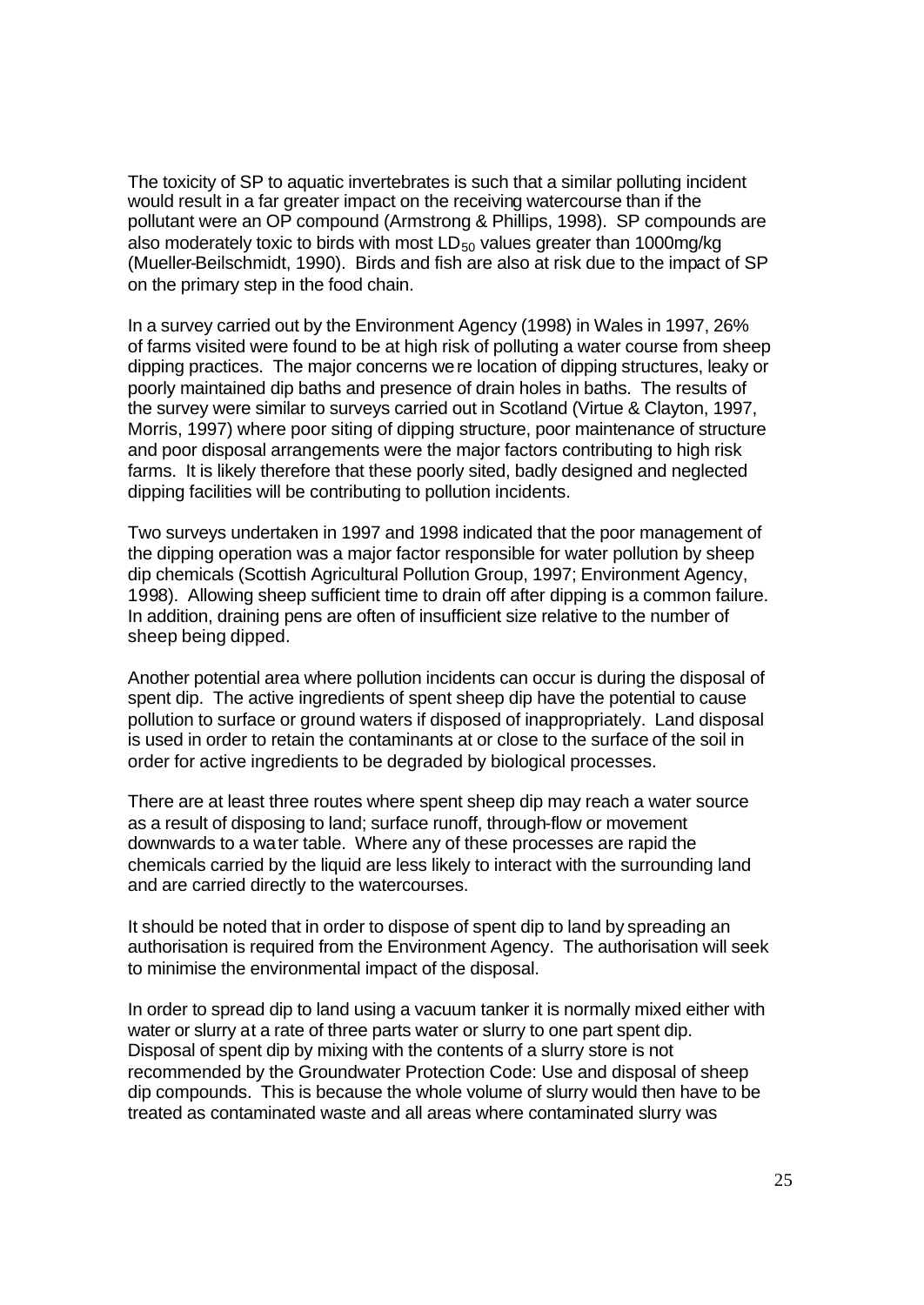The toxicity of SP to aquatic invertebrates is such that a similar polluting incident would result in a far greater impact on the receiving watercourse than if the pollutant were an OP compound (Armstrong & Phillips, 1998). SP compounds are also moderately toxic to birds with most $LD_{50}$ values greater than 1000mg/kg (Mueller-Beilschmidt, 1990). Birds and fish are also at risk due to the impact of SP on the primary step in the food chain.

In a survey carried out by the Environment Agency (1998) in Wales in 1997, 26% of farms visited were found to be at high risk of polluting a water course from sheep dipping practices. The major concerns were location of dipping structures, leaky or poorly maintained dip baths and presence of drain holes in baths. The results of the survey were similar to surveys carried out in Scotland (Virtue & Clayton, 1997, Morris, 1997) where poor siting of dipping structure, poor maintenance of structure and poor disposal arrangements were the major factors contributing to high risk farms. It is likely therefore that these poorly sited, badly designed and neglected dipping facilities will be contributing to pollution incidents.

Two surveys undertaken in 1997 and 1998 indicated that the poor management of the dipping operation was a major factor responsible for water pollution by sheep dip chemicals (Scottish Agricultural Pollution Group, 1997; Environment Agency, 1998). Allowing sheep sufficient time to drain off after dipping is a common failure. In addition, draining pens are often of insufficient size relative to the number of sheep being dipped.

Another potential area where pollution incidents can occur is during the disposal of spent dip. The active ingredients of spent sheep dip have the potential to cause pollution to surface or ground waters if disposed of inappropriately. Land disposal is used in order to retain the contaminants at or close to the surface of the soil in order for active ingredients to be degraded by biological processes.

There are at least three routes where spent sheep dip may reach a water source as a result of disposing to land; surface runoff, through-flow or movement downwards to a water table. Where any of these processes are rapid the chemicals carried by the liquid are less likely to interact with the surrounding land and are carried directly to the watercourses.

It should be noted that in order to dispose of spent dip to land by spreading an authorisation is required from the Environment Agency. The authorisation will seek to minimise the environmental impact of the disposal.

In order to spread dip to land using a vacuum tanker it is normally mixed either with water or slurry at a rate of three parts water or slurry to one part spent dip. Disposal of spent dip by mixing with the contents of a slurry store is not recommended by the Groundwater Protection Code: Use and disposal of sheep dip compounds. This is because the whole volume of slurry would then have to be treated as contaminated waste and all areas where contaminated slurry was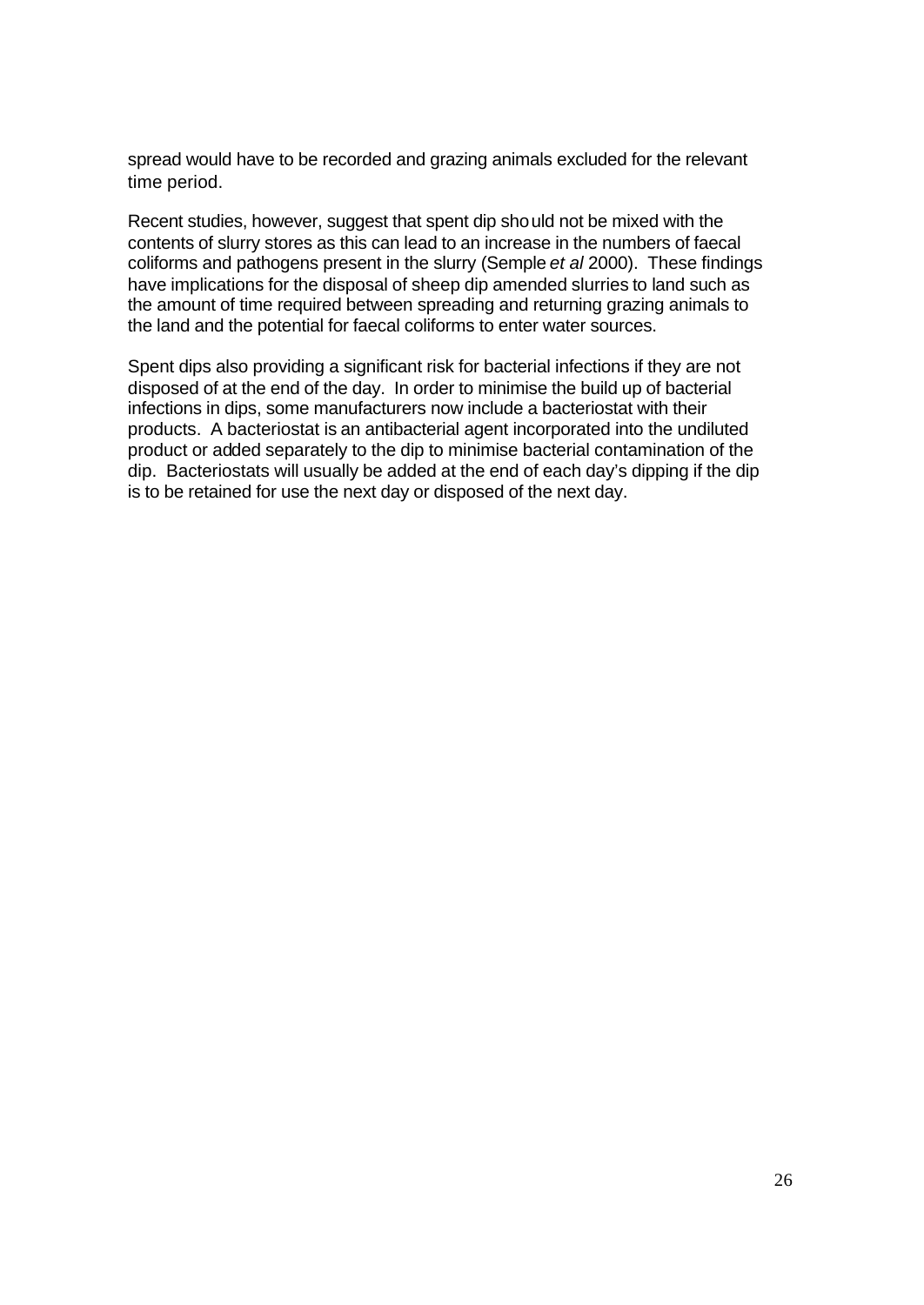spread would have to be recorded and grazing animals excluded for the relevant time period.

Recent studies, however, suggest that spent dip should not be mixed with the contents of slurry stores as this can lead to an increase in the numbers of faecal coliforms and pathogens present in the slurry (Semple *et al* 2000). These findings have implications for the disposal of sheep dip amended slurries to land such as the amount of time required between spreading and returning grazing animals to the land and the potential for faecal coliforms to enter water sources.

Spent dips also providing a significant risk for bacterial infections if they are not disposed of at the end of the day. In order to minimise the build up of bacterial infections in dips, some manufacturers now include a bacteriostat with their products. A bacteriostat is an antibacterial agent incorporated into the undiluted product or added separately to the dip to minimise bacterial contamination of the dip. Bacteriostats will usually be added at the end of each day's dipping if the dip is to be retained for use the next day or disposed of the next day.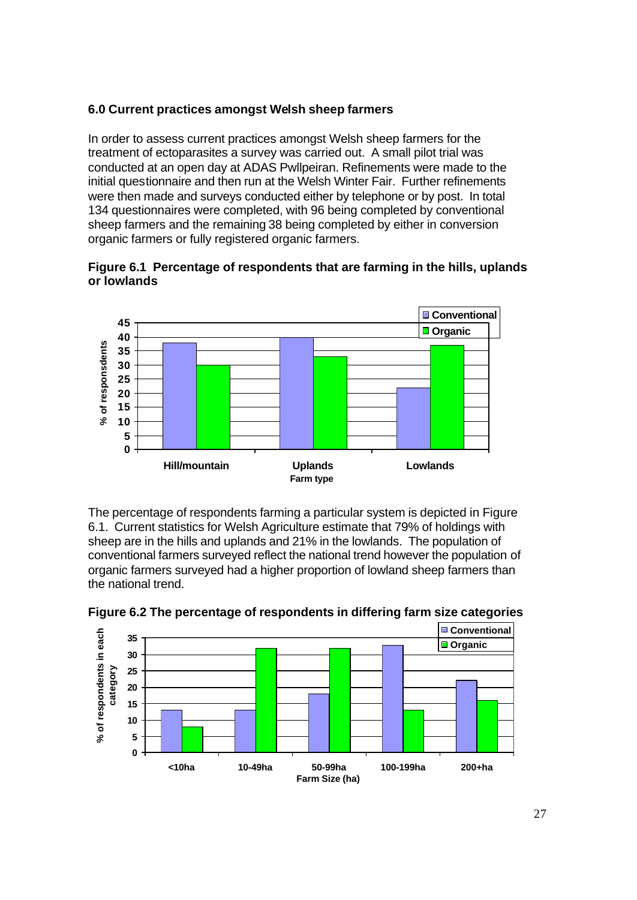## 6.0 Current practices amongst Welsh sheep farmers

In order to assess current practices amongst Welsh sheep farmers for the treatment of ectoparasites a survey was carried out. A small pilot trial was conducted at an open day at ADAS Pwllpeiran. Refinements were made to the initial questionnaire and then run at the Welsh Winter Fair. Further refinements were then made and surveys conducted either by telephone or by post. In total 134 questionnaires were completed, with 96 being completed by conventional sheep farmers and the remaining 38 being completed by either in conversion organic farmers or fully registered organic farmers.

**Figure 6.1 Percentage of respondents that are farming in the hills, uplands or lowlands**

The percentage of respondents farming a particular system is depicted in Figure 6.1. Current statistics for Welsh Agriculture estimate that 79% of holdings with sheep are in the hills and uplands and 21% in the lowlands. The population of conventional farmers surveyed reflect the national trend however the population of organic farmers surveyed had a higher proportion of lowland sheep farmers than the national trend.

**Figure 6.2 The percentage of respondents in differing farm size categories**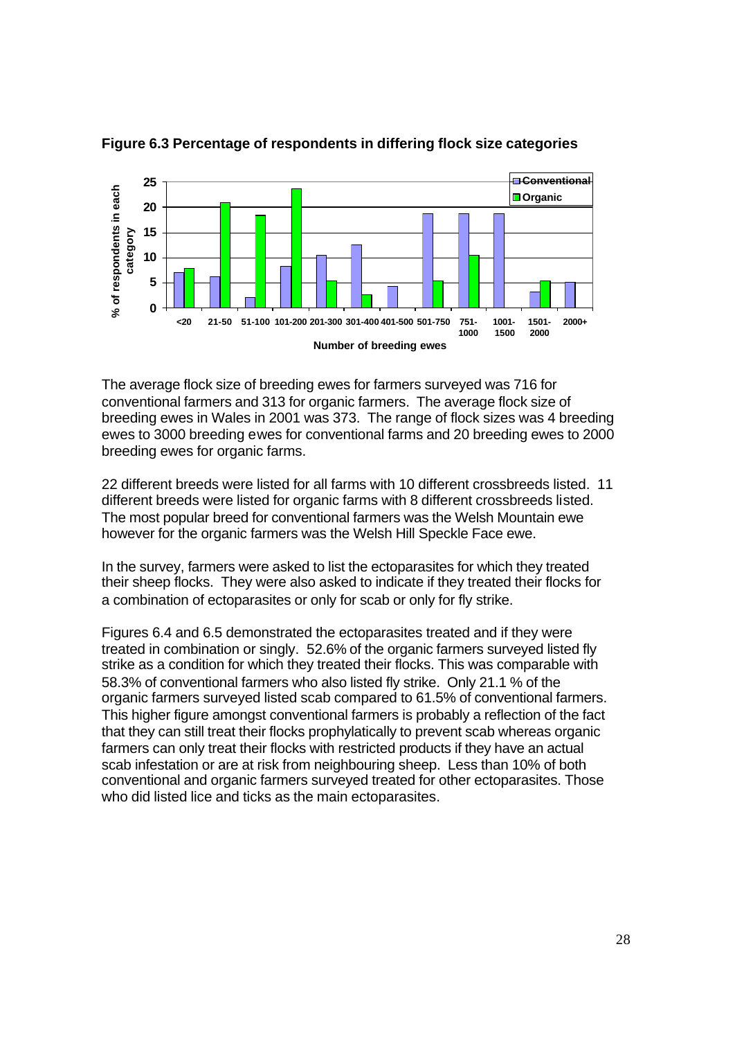**Figure 6.3 Percentage of respondents in differing flock size categories**

The average flock size of breeding ewes for farmers surveyed was 716 for conventional farmers and 313 for organic farmers. The average flock size of breeding ewes in Wales in 2001 was 373. The range of flock sizes was 4 breeding ewes to 3000 breeding ewes for conventional farms and 20 breeding ewes to 2000 breeding ewes for organic farms.

22 different breeds were listed for all farms with 10 different crossbreeds listed. 11 different breeds were listed for organic farms with 8 different crossbreeds listed. The most popular breed for conventional farmers was the Welsh Mountain ewe however for the organic farmers was the Welsh Hill Speckle Face ewe.

In the survey, farmers were asked to list the ectoparasites for which they treated their sheep flocks. They were also asked to indicate if they treated their flocks for a combination of ectoparasites or only for scab or only for fly strike.

Figures 6.4 and 6.5 demonstrated the ectoparasites treated and if they were treated in combination or singly. 52.6% of the organic farmers surveyed listed fly strike as a condition for which they treated their flocks. This was comparable with 58.3% of conventional farmers who also listed fly strike. Only 21.1 % of the organic farmers surveyed listed scab compared to 61.5% of conventional farmers. This higher figure amongst conventional farmers is probably a reflection of the fact that they can still treat their flocks prophylatically to prevent scab whereas organic farmers can only treat their flocks with restricted products if they have an actual scab infestation or are at risk from neighbouring sheep. Less than 10% of both conventional and organic farmers surveyed treated for other ectoparasites. Those who did listed lice and ticks as the main ectoparasites.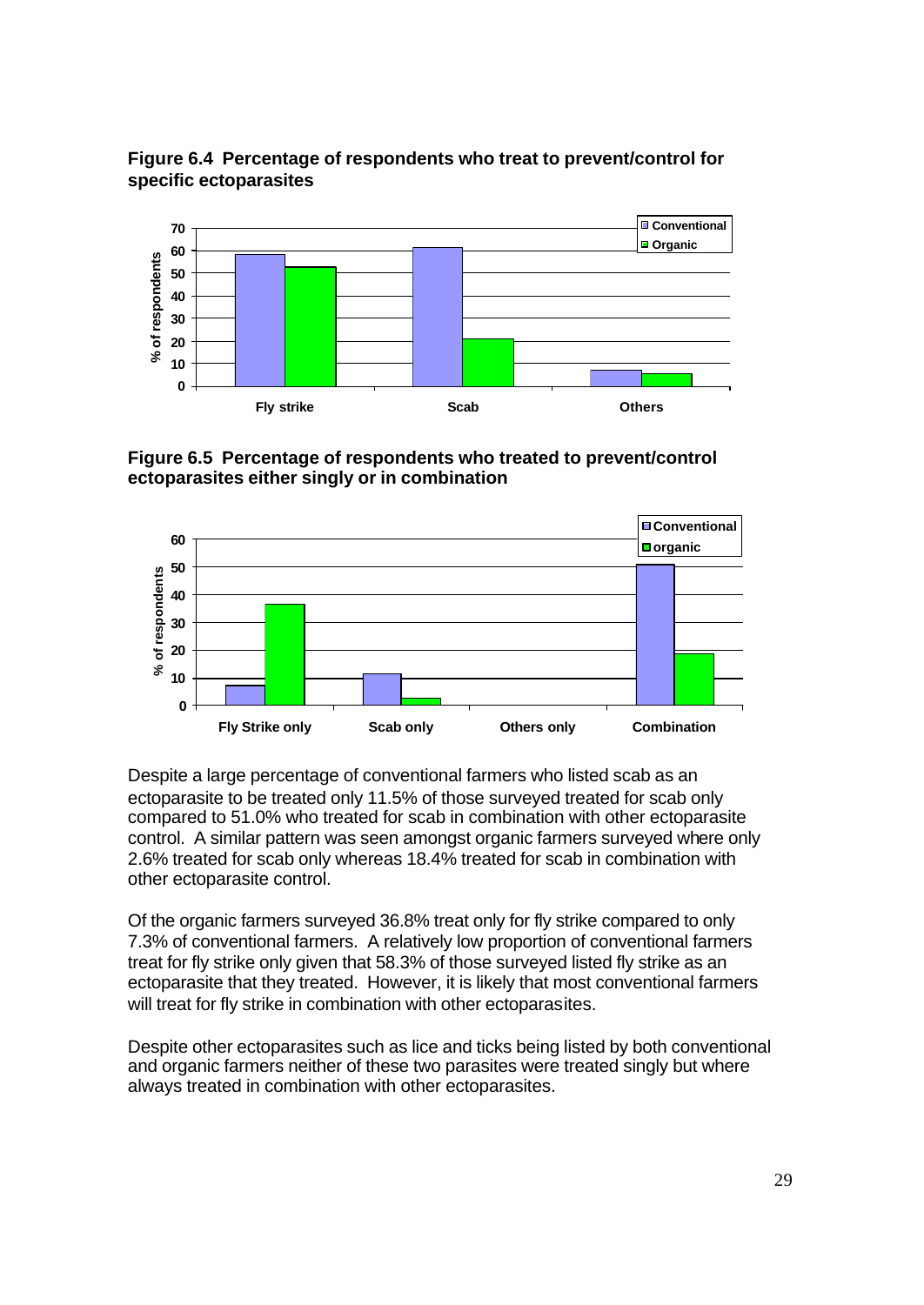**Figure 6.4 Percentage of respondents who treat to prevent/control for specific ectoparasites**

**Figure 6.5 Percentage of respondents who treated to prevent/control ectoparasites either singly or in combination**

Despite a large percentage of conventional farmers who listed scab as an ectoparasite to be treated only 11.5% of those surveyed treated for scab only compared to 51.0% who treated for scab in combination with other ectoparasite control. A similar pattern was seen amongst organic farmers surveyed where only 2.6% treated for scab only whereas 18.4% treated for scab in combination with other ectoparasite control.

Of the organic farmers surveyed 36.8% treat only for fly strike compared to only 7.3% of conventional farmers. A relatively low proportion of conventional farmers treat for fly strike only given that 58.3% of those surveyed listed fly strike as an ectoparasite that they treated. However, it is likely that most conventional farmers will treat for fly strike in combination with other ectoparasites.

Despite other ectoparasites such as lice and ticks being listed by both conventional and organic farmers neither of these two parasites were treated singly but where always treated in combination with other ectoparasites.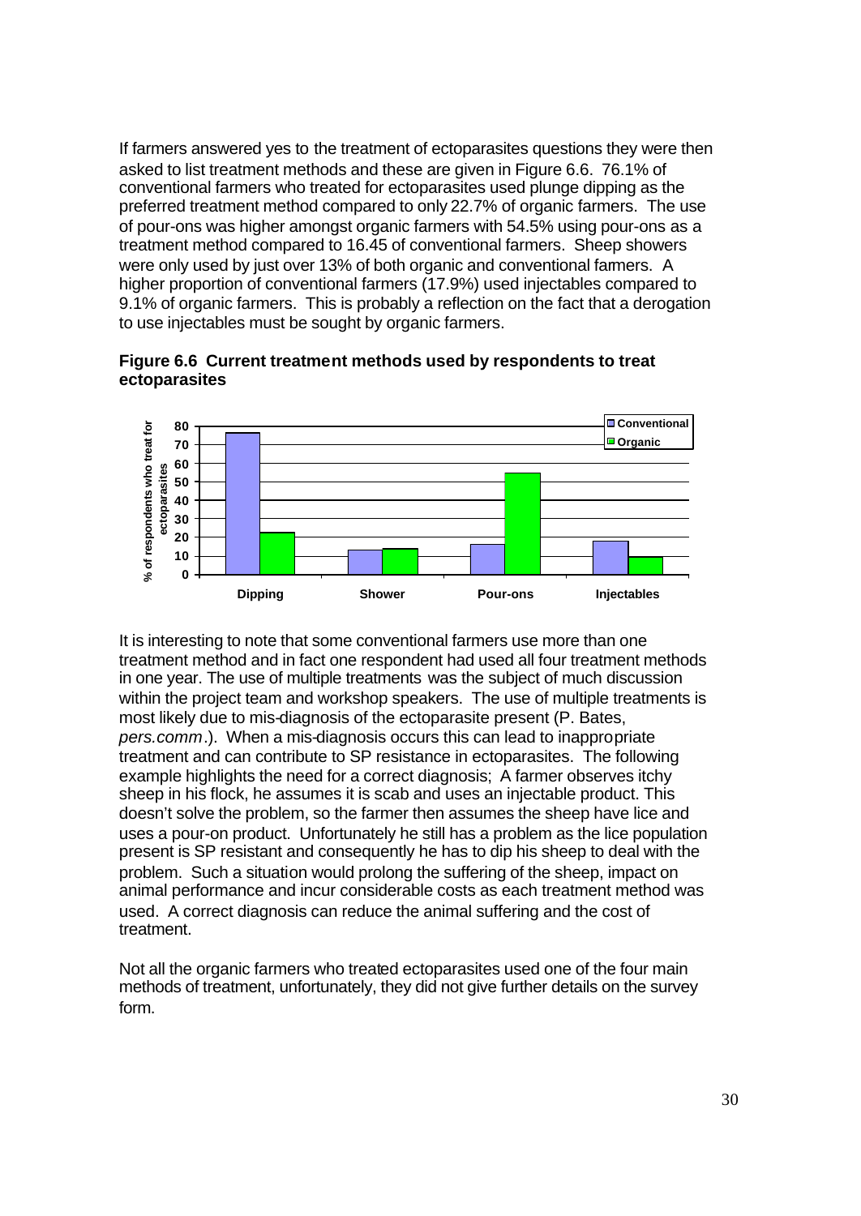If farmers answered yes to the treatment of ectoparasites questions they were then asked to list treatment methods and these are given in Figure 6.6. 76.1% of conventional farmers who treated for ectoparasites used plunge dipping as the preferred treatment method compared to only 22.7% of organic farmers. The use of pour-ons was higher amongst organic farmers with 54.5% using pour-ons as a treatment method compared to 16.45 of conventional farmers. Sheep showers were only used by just over 13% of both organic and conventional farmers. A higher proportion of conventional farmers (17.9%) used injectables compared to 9.1% of organic farmers. This is probably a reflection on the fact that a derogation to use injectables must be sought by organic farmers.

**Figure 6.6 Current treatment methods used by respondents to treat ectoparasites**

It is interesting to note that some conventional farmers use more than one treatment method and in fact one respondent had used all four treatment methods in one year. The use of multiple treatments was the subject of much discussion within the project team and workshop speakers. The use of multiple treatments is most likely due to mis-diagnosis of the ectoparasite present (P. Bates, *pers.comm*.). When a mis-diagnosis occurs this can lead to inappropriate treatment and can contribute to SP resistance in ectoparasites. The following example highlights the need for a correct diagnosis; A farmer observes itchy sheep in his flock, he assumes it is scab and uses an injectable product. This doesn't solve the problem, so the farmer then assumes the sheep have lice and uses a pour-on product. Unfortunately he still has a problem as the lice population present is SP resistant and consequently he has to dip his sheep to deal with the problem. Such a situation would prolong the suffering of the sheep, impact on animal performance and incur considerable costs as each treatment method was used. A correct diagnosis can reduce the animal suffering and the cost of treatment.

Not all the organic farmers who treated ectoparasites used one of the four main methods of treatment, unfortunately, they did not give further details on the survey form.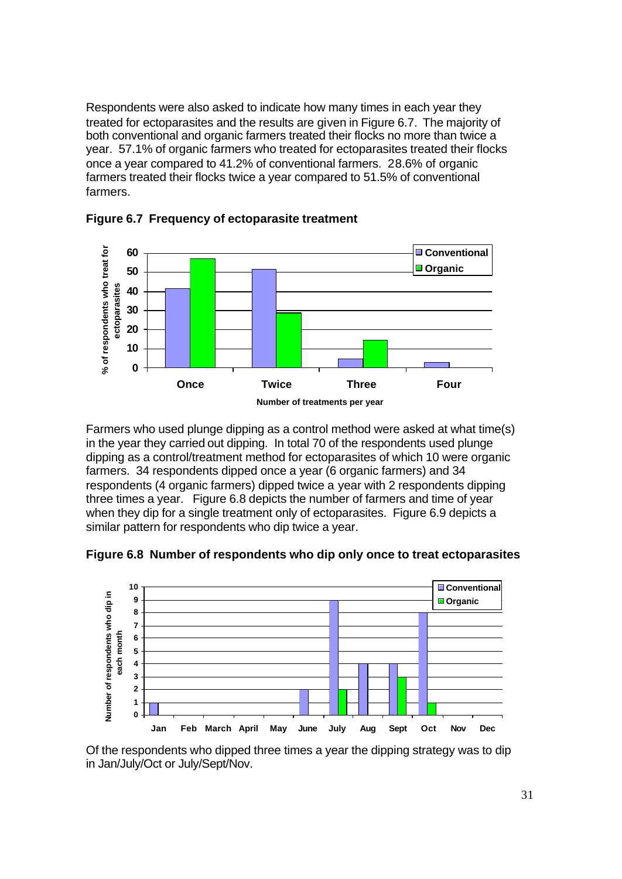Respondents were also asked to indicate how many times in each year they treated for ectoparasites and the results are given in Figure 6.7. The majority of both conventional and organic farmers treated their flocks no more than twice a year. 57.1% of organic farmers who treated for ectoparasites treated their flocks once a year compared to 41.2% of conventional farmers. 28.6% of organic farmers treated their flocks twice a year compared to 51.5% of conventional farmers.

**Figure 6.7 Frequency of ectoparasite treatment**

Farmers who used plunge dipping as a control method were asked at what time(s) in the year they carried out dipping. In total 70 of the respondents used plunge dipping as a control/treatment method for ectoparasites of which 10 were organic farmers. 34 respondents dipped once a year (6 organic farmers) and 34 respondents (4 organic farmers) dipped twice a year with 2 respondents dipping three times a year. Figure 6.8 depicts the number of farmers and time of year when they dip for a single treatment only of ectoparasites. Figure 6.9 depicts a similar pattern for respondents who dip twice a year.

**Figure 6.8 Number of respondents who dip only once to treat ectoparasites**

Of the respondents who dipped three times a year the dipping strategy was to dip in Jan/July/Oct or July/Sept/Nov.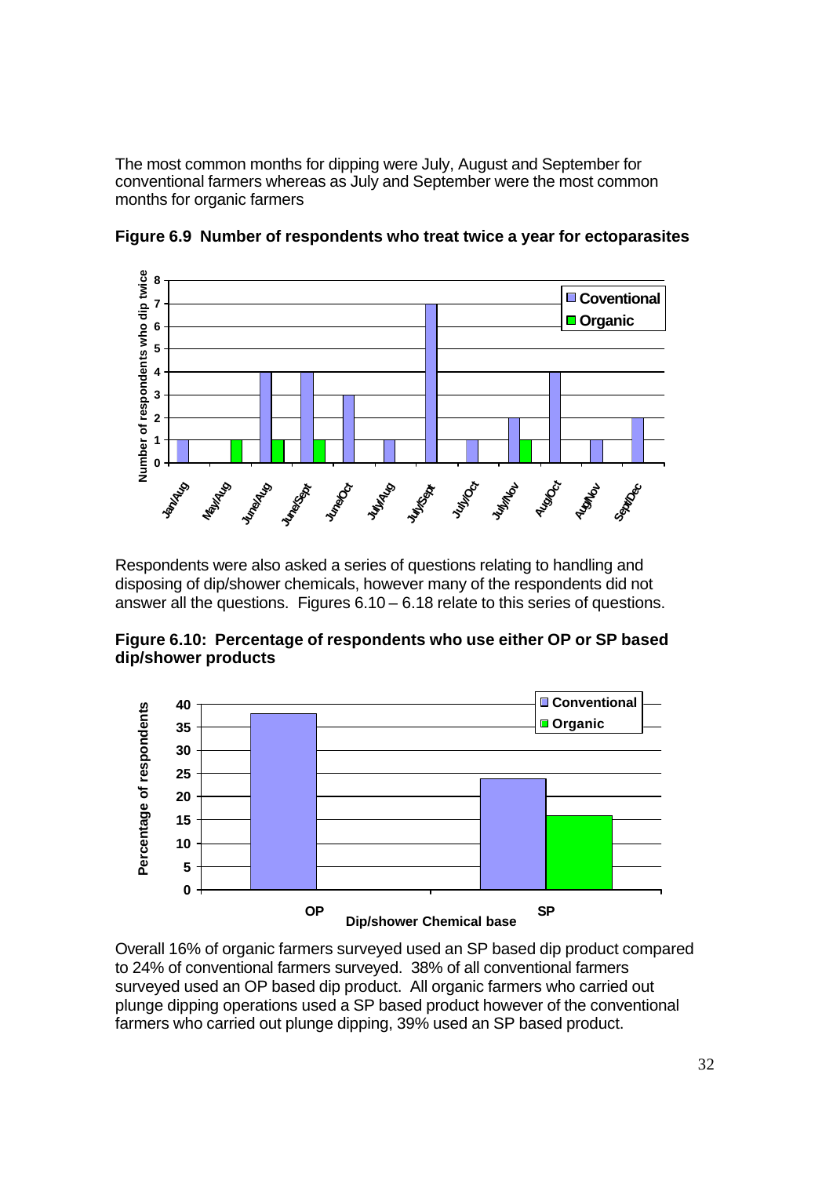The most common months for dipping were July, August and September for conventional farmers whereas as July and September were the most common months for organic farmers

**Figure 6.9 Number of respondents who treat twice a year for ectoparasites**

Respondents were also asked a series of questions relating to handling and disposing of dip/shower chemicals, however many of the respondents did not answer all the questions. Figures 6.10 – 6.18 relate to this series of questions.

**Figure 6.10: Percentage of respondents who use either OP or SP based dip/shower products**

Overall 16% of organic farmers surveyed used an SP based dip product compared to 24% of conventional farmers surveyed. 38% of all conventional farmers surveyed used an OP based dip product. All organic farmers who carried out plunge dipping operations used a SP based product however of the conventional farmers who carried out plunge dipping, 39% used an SP based product.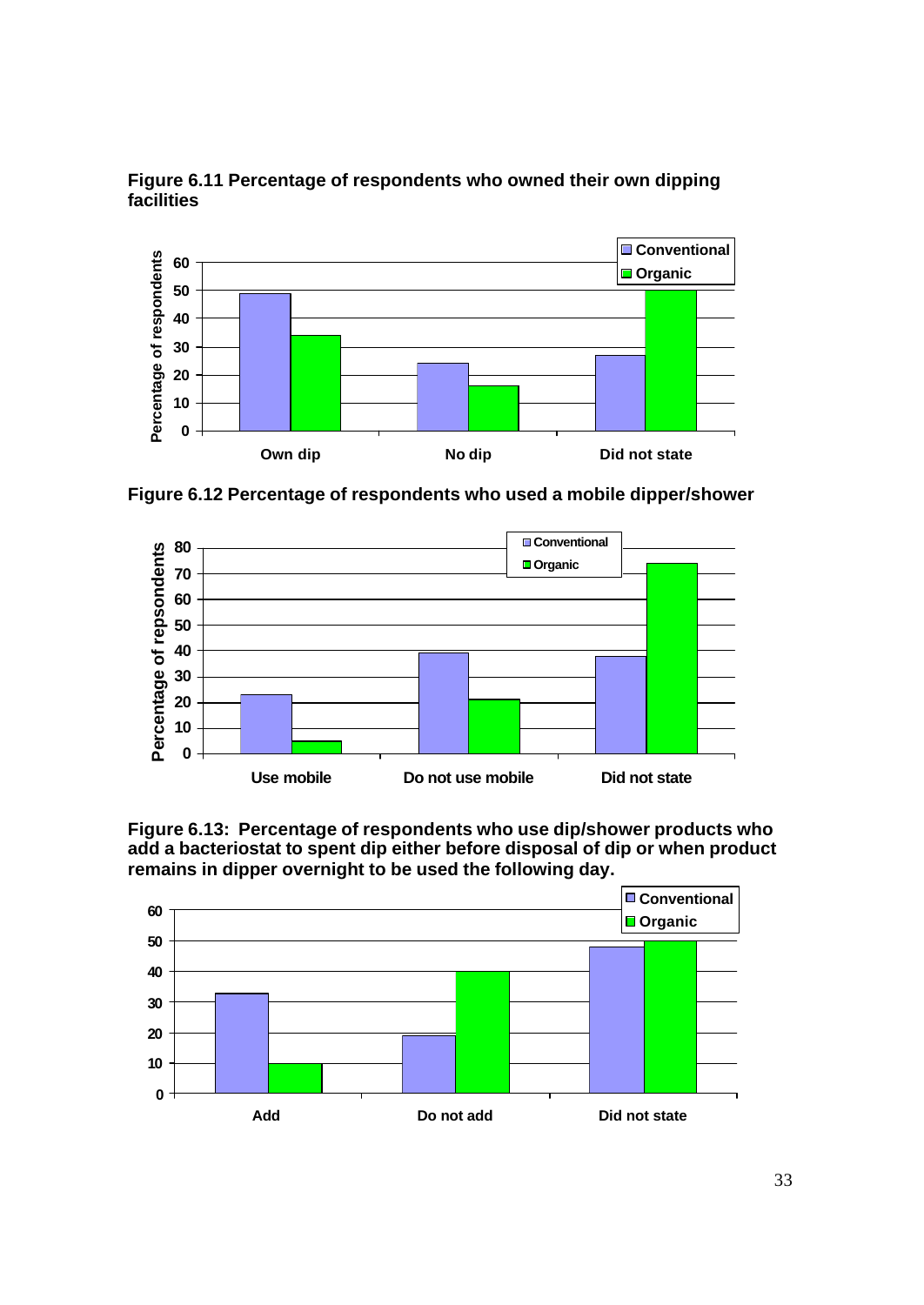**Figure 6.11 Percentage of respondents who owned their own dipping facilities**

**Figure 6.12 Percentage of respondents who used a mobile dipper/shower**

**Figure 6.13: Percentage of respondents who use dip/shower products who add a bacteriostat to spent dip either before disposal of dip or when product remains in dipper overnight to be used the following day.**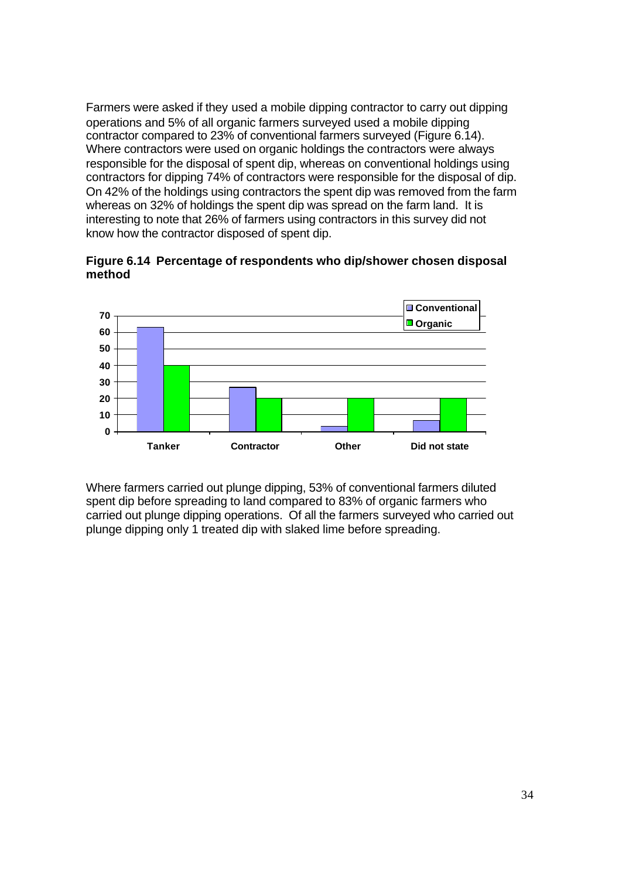Farmers were asked if they used a mobile dipping contractor to carry out dipping operations and 5% of all organic farmers surveyed used a mobile dipping contractor compared to 23% of conventional farmers surveyed (Figure 6.14). Where contractors were used on organic holdings the contractors were always responsible for the disposal of spent dip, whereas on conventional holdings using contractors for dipping 74% of contractors were responsible for the disposal of dip. On 42% of the holdings using contractors the spent dip was removed from the farm whereas on 32% of holdings the spent dip was spread on the farm land. It is interesting to note that 26% of farmers using contractors in this survey did not know how the contractor disposed of spent dip.

**Figure 6.14 Percentage of respondents who dip/shower chosen disposal method**

| | Conventional | Organic |
|---|---|---|
| Tanker | 63 | 40 |
| Contractor | 27 | 20 |
| Other | 3 | 20 |
| Did not state | 7 | 20 |

Where farmers carried out plunge dipping, 53% of conventional farmers diluted spent dip before spreading to land compared to 83% of organic farmers who carried out plunge dipping operations. Of all the farmers surveyed who carried out plunge dipping only 1 treated dip with slaked lime before spreading.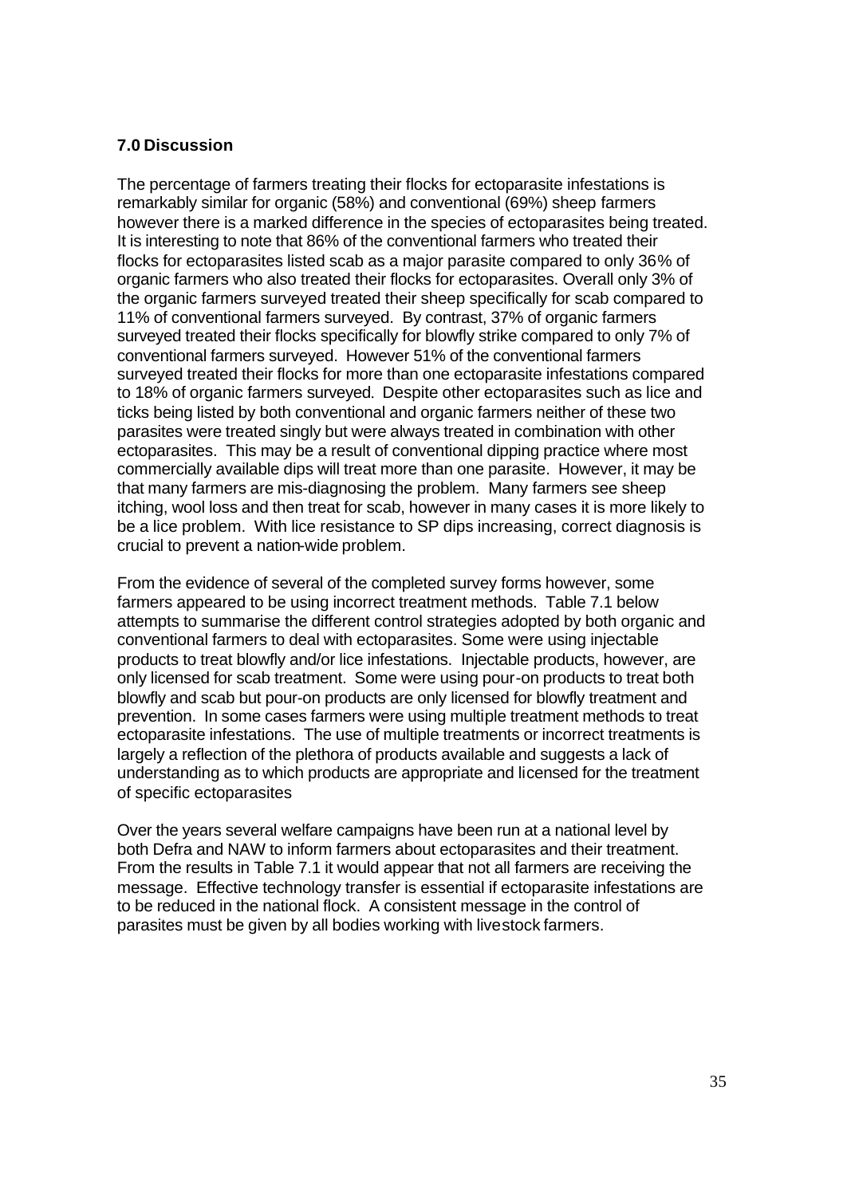## 7.0 Discussion

The percentage of farmers treating their flocks for ectoparasite infestations is remarkably similar for organic (58%) and conventional (69%) sheep farmers however there is a marked difference in the species of ectoparasites being treated. It is interesting to note that 86% of the conventional farmers who treated their flocks for ectoparasites listed scab as a major parasite compared to only 36% of organic farmers who also treated their flocks for ectoparasites. Overall only 3% of the organic farmers surveyed treated their sheep specifically for scab compared to 11% of conventional farmers surveyed. By contrast, 37% of organic farmers surveyed treated their flocks specifically for blowfly strike compared to only 7% of conventional farmers surveyed. However 51% of the conventional farmers surveyed treated their flocks for more than one ectoparasite infestations compared to 18% of organic farmers surveyed. Despite other ectoparasites such as lice and ticks being listed by both conventional and organic farmers neither of these two parasites were treated singly but were always treated in combination with other ectoparasites. This may be a result of conventional dipping practice where most commercially available dips will treat more than one parasite. However, it may be that many farmers are mis-diagnosing the problem. Many farmers see sheep itching, wool loss and then treat for scab, however in many cases it is more likely to be a lice problem. With lice resistance to SP dips increasing, correct diagnosis is crucial to prevent a nation-wide problem.

From the evidence of several of the completed survey forms however, some farmers appeared to be using incorrect treatment methods. Table 7.1 below attempts to summarise the different control strategies adopted by both organic and conventional farmers to deal with ectoparasites. Some were using injectable products to treat blowfly and/or lice infestations. Injectable products, however, are only licensed for scab treatment. Some were using pour-on products to treat both blowfly and scab but pour-on products are only licensed for blowfly treatment and prevention. In some cases farmers were using multiple treatment methods to treat ectoparasite infestations. The use of multiple treatments or incorrect treatments is largely a reflection of the plethora of products available and suggests a lack of understanding as to which products are appropriate and licensed for the treatment of specific ectoparasites

Over the years several welfare campaigns have been run at a national level by both Defra and NAW to inform farmers about ectoparasites and their treatment. From the results in Table 7.1 it would appear that not all farmers are receiving the message. Effective technology transfer is essential if ectoparasite infestations are to be reduced in the national flock. A consistent message in the control of parasites must be given by all bodies working with livestock farmers.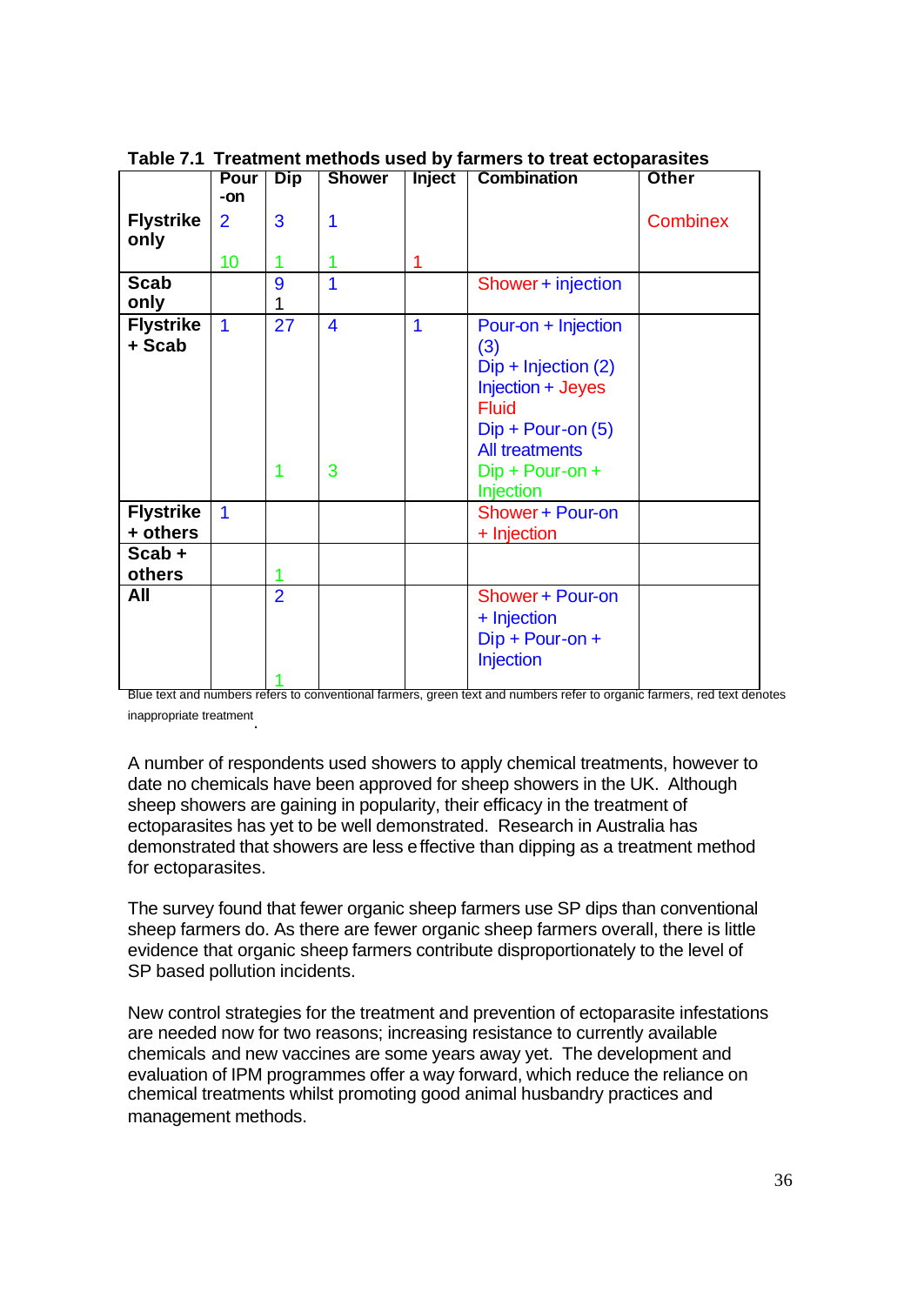**Table 7.1 Treatment methods used by farmers to treat ectoparasites**

| | Pour-on | Dip | Shower | Inject | Combination | Other |
|---|---|---|---|---|---|---|
| **Flystrike only** | 2<br>10 | 3<br>1 | 1<br>1 | 1 | | Combinex |
| **Scab only** | | 9<br>1 | 1 | | Shower + injection | |
| **Flystrike + Scab** | 1 | 27<br>1 | 4<br>3 | 1 | Pour-on + Injection (3)<br>Dip + Injection (2)<br>Injection + Jeyes Fluid<br>Dip + Pour-on (5)<br>All treatments<br>Dip + Pour-on + Injection | |
| **Flystrike + others** | 1 | | | | Shower + Pour-on + Injection | |
| **Scab + others** | | 1 | | | | |
| **All** | | 2<br>1 | | | Shower + Pour-on + Injection<br>Dip + Pour-on + Injection | |

Blue text and numbers refers to conventional farmers, green text and numbers refer to organic farmers, red text denotes inappropriate treatment.

A number of respondents used showers to apply chemical treatments, however to date no chemicals have been approved for sheep showers in the UK. Although sheep showers are gaining in popularity, their efficacy in the treatment of ectoparasites has yet to be well demonstrated. Research in Australia has demonstrated that showers are less effective than dipping as a treatment method for ectoparasites.

The survey found that fewer organic sheep farmers use SP dips than conventional sheep farmers do. As there are fewer organic sheep farmers overall, there is little evidence that organic sheep farmers contribute disproportionately to the level of SP based pollution incidents.

New control strategies for the treatment and prevention of ectoparasite infestations are needed now for two reasons; increasing resistance to currently available chemicals and new vaccines are some years away yet. The development and evaluation of IPM programmes offer a way forward, which reduce the reliance on chemical treatments whilst promoting good animal husbandry practices and management methods.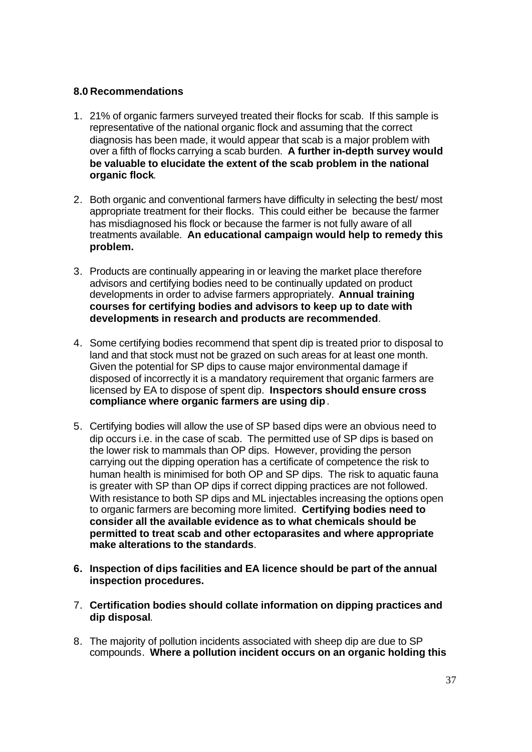## 8.0 Recommendations

1. 21% of organic farmers surveyed treated their flocks for scab. If this sample is representative of the national organic flock and assuming that the correct diagnosis has been made, it would appear that scab is a major problem with over a fifth of flocks carrying a scab burden. **A further in-depth survey would be valuable to elucidate the extent of the scab problem in the national organic flock**.

2. Both organic and conventional farmers have difficulty in selecting the best/ most appropriate treatment for their flocks. This could either be because the farmer has misdiagnosed his flock or because the farmer is not fully aware of all treatments available. **An educational campaign would help to remedy this problem.**

3. Products are continually appearing in or leaving the market place therefore advisors and certifying bodies need to be continually updated on product developments in order to advise farmers appropriately. **Annual training courses for certifying bodies and advisors to keep up to date with developments in research and products are recommended**.

4. Some certifying bodies recommend that spent dip is treated prior to disposal to land and that stock must not be grazed on such areas for at least one month. Given the potential for SP dips to cause major environmental damage if disposed of incorrectly it is a mandatory requirement that organic farmers are licensed by EA to dispose of spent dip. **Inspectors should ensure cross compliance where organic farmers are using dip**.

5. Certifying bodies will allow the use of SP based dips were an obvious need to dip occurs i.e. in the case of scab. The permitted use of SP dips is based on the lower risk to mammals than OP dips. However, providing the person carrying out the dipping operation has a certificate of competence the risk to human health is minimised for both OP and SP dips. The risk to aquatic fauna is greater with SP than OP dips if correct dipping practices are not followed. With resistance to both SP dips and ML injectables increasing the options open to organic farmers are becoming more limited. **Certifying bodies need to consider all the available evidence as to what chemicals should be permitted to treat scab and other ectoparasites and where appropriate make alterations to the standards**.

6. **Inspection of dips facilities and EA licence should be part of the annual inspection procedures.**

7. **Certification bodies should collate information on dipping practices and dip disposal**.

8. The majority of pollution incidents associated with sheep dip are due to SP compounds. **Where a pollution incident occurs on an organic holding this**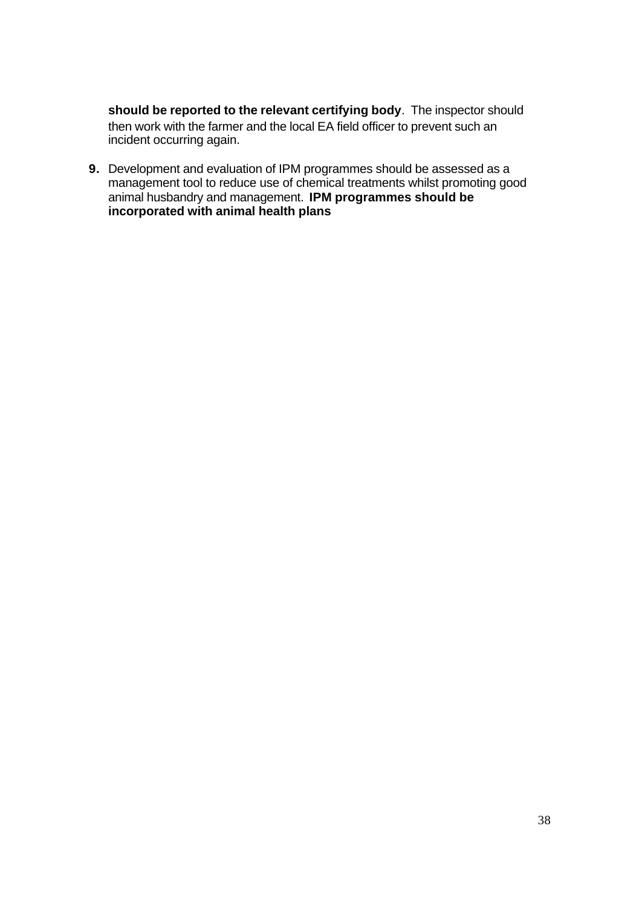**should be reported to the relevant certifying body**. The inspector should then work with the farmer and the local EA field officer to prevent such an incident occurring again.

9. Development and evaluation of IPM programmes should be assessed as a management tool to reduce use of chemical treatments whilst promoting good animal husbandry and management. **IPM programmes should be incorporated with animal health plans**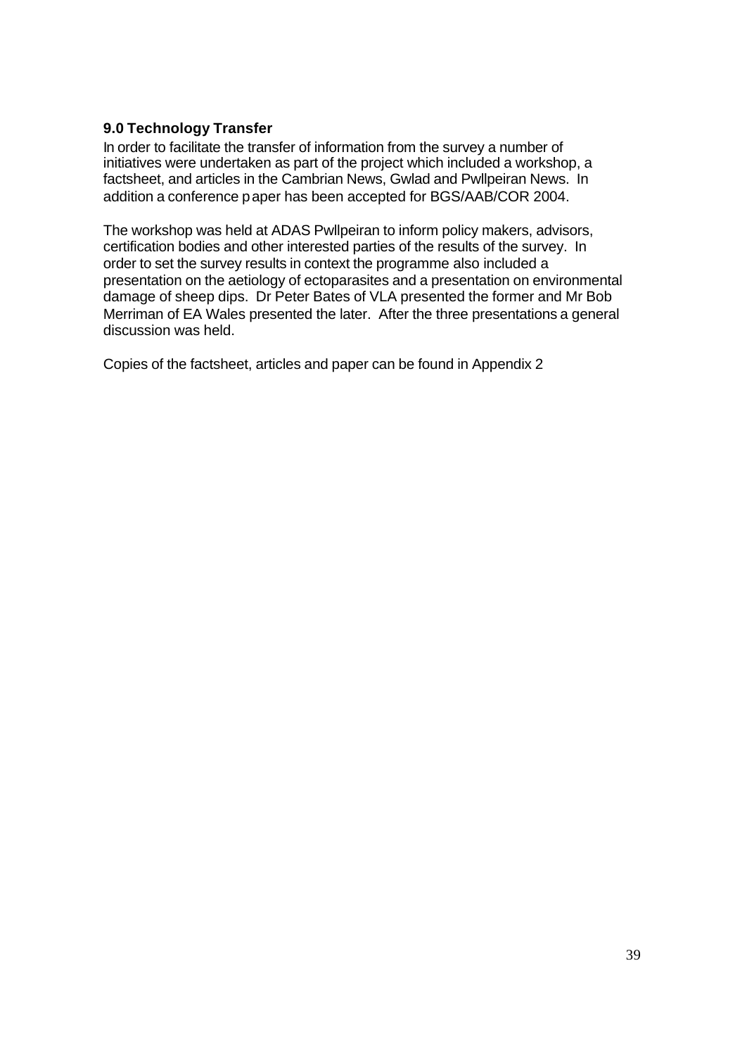## 9.0 Technology Transfer

In order to facilitate the transfer of information from the survey a number of initiatives were undertaken as part of the project which included a workshop, a factsheet, and articles in the Cambrian News, Gwlad and Pwllpeiran News. In addition a conference paper has been accepted for BGS/AAB/COR 2004.

The workshop was held at ADAS Pwllpeiran to inform policy makers, advisors, certification bodies and other interested parties of the results of the survey. In order to set the survey results in context the programme also included a presentation on the aetiology of ectoparasites and a presentation on environmental damage of sheep dips. Dr Peter Bates of VLA presented the former and Mr Bob Merriman of EA Wales presented the later. After the three presentations a general discussion was held.

Copies of the factsheet, articles and paper can be found in Appendix 2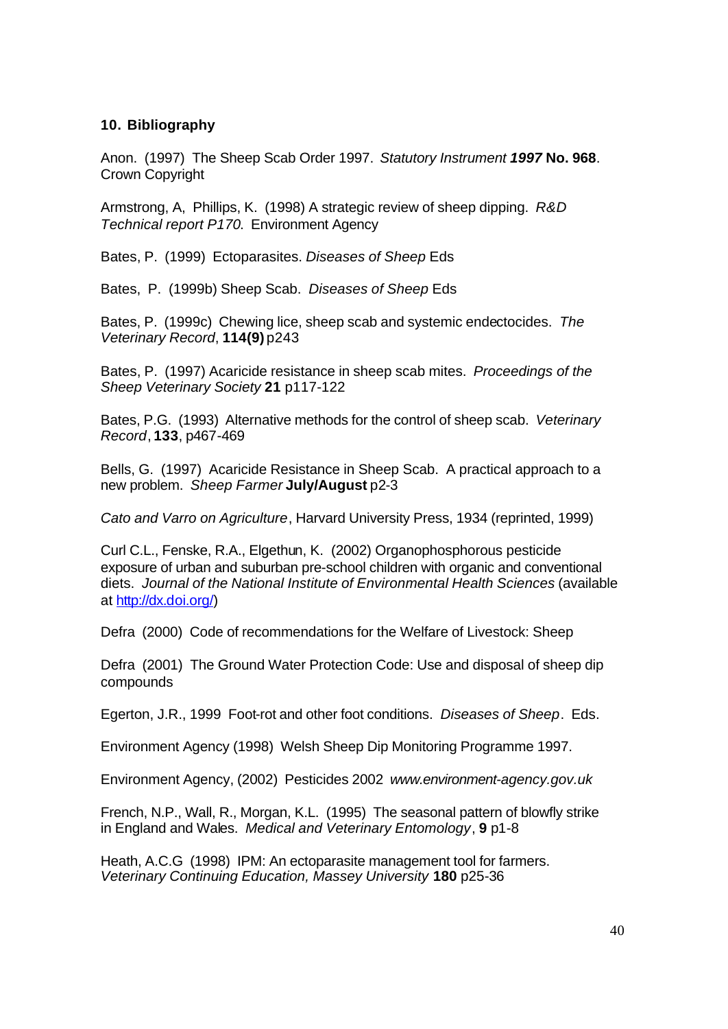## 10. Bibliography

Anon. (1997) The Sheep Scab Order 1997. *Statutory Instrument **1997*** **No. 968**. Crown Copyright

Armstrong, A, Phillips, K. (1998) A strategic review of sheep dipping. *R&D Technical report P170*. Environment Agency

Bates, P. (1999) Ectoparasites. *Diseases of Sheep* Eds

Bates, P. (1999b) Sheep Scab. *Diseases of Sheep* Eds

Bates, P. (1999c) Chewing lice, sheep scab and systemic endectocides. *The Veterinary Record*, **114(9)** p243

Bates, P. (1997) Acaricide resistance in sheep scab mites. *Proceedings of the Sheep Veterinary Society* **21** p117-122

Bates, P.G. (1993) Alternative methods for the control of sheep scab. *Veterinary Record*, **133**, p467-469

Bells, G. (1997) Acaricide Resistance in Sheep Scab. A practical approach to a new problem. *Sheep Farmer* **July/August** p2-3

*Cato and Varro on Agriculture*, Harvard University Press, 1934 (reprinted, 1999)

Curl C.L., Fenske, R.A., Elgethun, K. (2002) Organophosphorous pesticide exposure of urban and suburban pre-school children with organic and conventional diets. *Journal of the National Institute of Environmental Health Sciences* (available at http://dx.doi.org/)

Defra (2000) Code of recommendations for the Welfare of Livestock: Sheep

Defra (2001) The Ground Water Protection Code: Use and disposal of sheep dip compounds

Egerton, J.R., 1999 Foot-rot and other foot conditions. *Diseases of Sheep*. Eds.

Environment Agency (1998) Welsh Sheep Dip Monitoring Programme 1997.

Environment Agency, (2002) Pesticides 2002 *www.environment-agency.gov.uk*

French, N.P., Wall, R., Morgan, K.L. (1995) The seasonal pattern of blowfly strike in England and Wales. *Medical and Veterinary Entomology*, **9** p1-8

Heath, A.C.G (1998) IPM: An ectoparasite management tool for farmers. *Veterinary Continuing Education, Massey University* **180** p25-36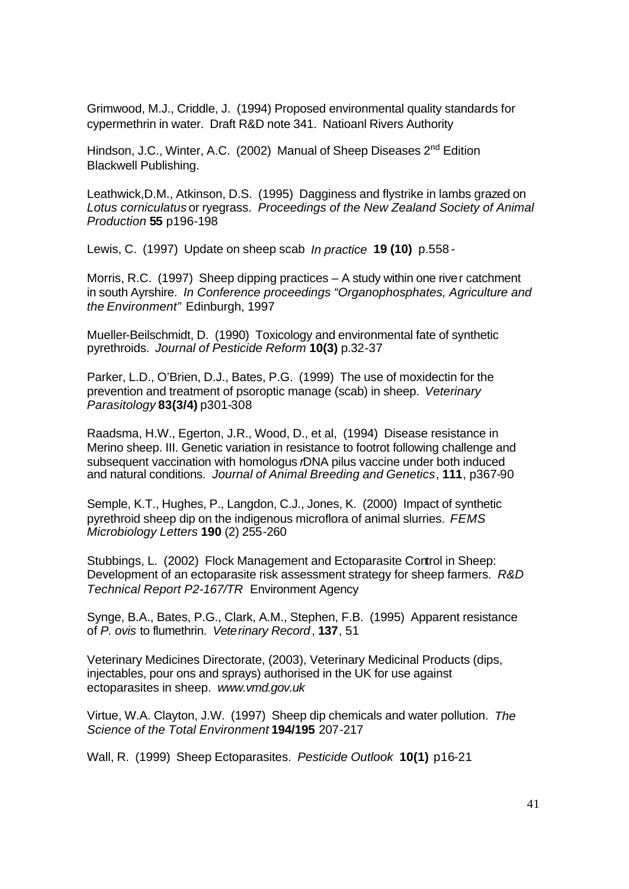Grimwood, M.J., Criddle, J. (1994) Proposed environmental quality standards for cypermethrin in water. Draft R&D note 341. Natioanl Rivers Authority

Hindson, J.C., Winter, A.C. (2002) Manual of Sheep Diseases 2nd Edition Blackwell Publishing.

Leathwick,D.M., Atkinson, D.S. (1995) Dagginess and flystrike in lambs grazed on *Lotus corniculatus* or ryegrass. *Proceedings of the New Zealand Society of Animal Production* **55** p196-198

Lewis, C. (1997) Update on sheep scab *In practice* **19 (10)** p.558-

Morris, R.C. (1997) Sheep dipping practices – A study within one river catchment in south Ayrshire. *In Conference proceedings "Organophosphates, Agriculture and the Environment"* Edinburgh, 1997

Mueller-Beilschmidt, D. (1990) Toxicology and environmental fate of synthetic pyrethroids. *Journal of Pesticide Reform* **10(3)** p.32-37

Parker, L.D., O'Brien, D.J., Bates, P.G. (1999) The use of moxidectin for the prevention and treatment of psoroptic manage (scab) in sheep. *Veterinary Parasitology* **83(3/4)** p301-308

Raadsma, H.W., Egerton, J.R., Wood, D., et al, (1994) Disease resistance in Merino sheep. III. Genetic variation in resistance to footrot following challenge and subsequent vaccination with homologus *r*DNA pilus vaccine under both induced and natural conditions. *Journal of Animal Breeding and Genetics*, **111**, p367-90

Semple, K.T., Hughes, P., Langdon, C.J., Jones, K. (2000) Impact of synthetic pyrethroid sheep dip on the indigenous microflora of animal slurries. *FEMS Microbiology Letters* **190** (2) 255-260

Stubbings, L. (2002) Flock Management and Ectoparasite Control in Sheep: Development of an ectoparasite risk assessment strategy for sheep farmers. *R&D Technical Report P2-167/TR* Environment Agency

Synge, B.A., Bates, P.G., Clark, A.M., Stephen, F.B. (1995) Apparent resistance of *P. ovis* to flumethrin. *Veterinary Record*, **137**, 51

Veterinary Medicines Directorate, (2003), Veterinary Medicinal Products (dips, injectables, pour ons and sprays) authorised in the UK for use against ectoparasites in sheep. *www.vmd.gov.uk*

Virtue, W.A. Clayton, J.W. (1997) Sheep dip chemicals and water pollution. *The Science of the Total Environment* **194/195** 207-217

Wall, R. (1999) Sheep Ectoparasites. *Pesticide Outlook* **10(1)** p16-21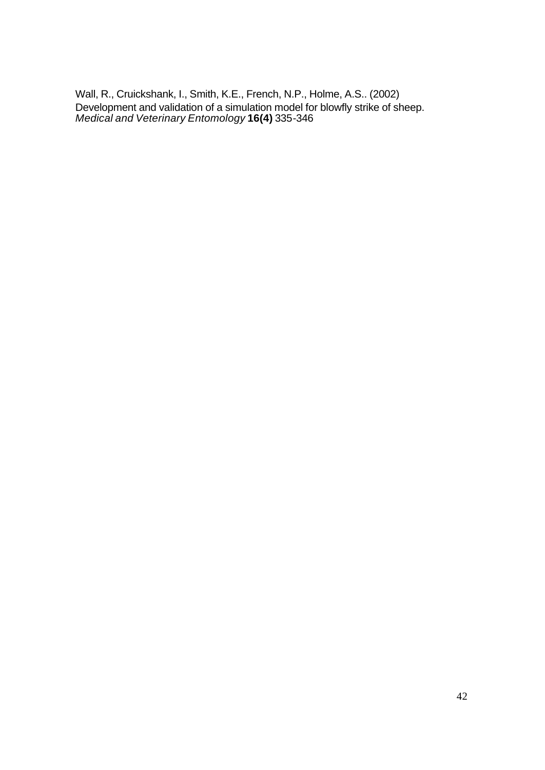Wall, R., Cruickshank, I., Smith, K.E., French, N.P., Holme, A.S.. (2002)
Development and validation of a simulation model for blowfly strike of sheep.
*Medical and Veterinary Entomology* **16(4)** 335-346